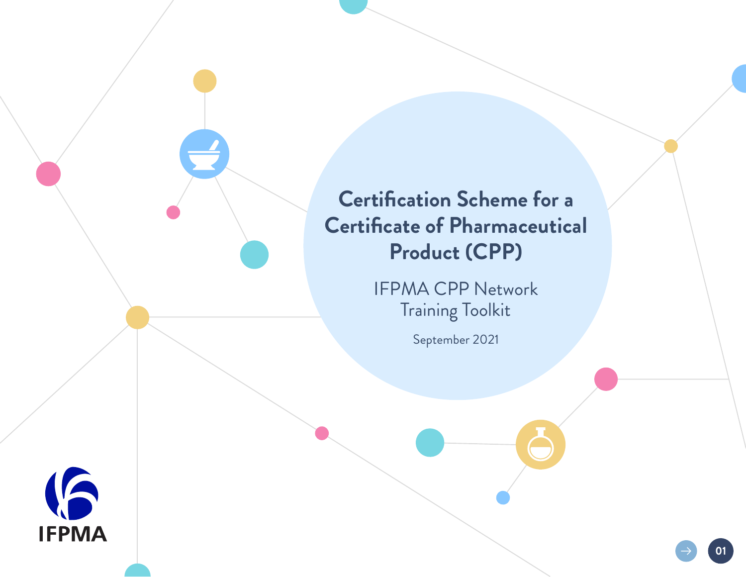# Certification Scheme for a Certificate of Pharmaceutical Product (CPP)

IFPMA CPP Network
Training Toolkit

September 2021

IFPMA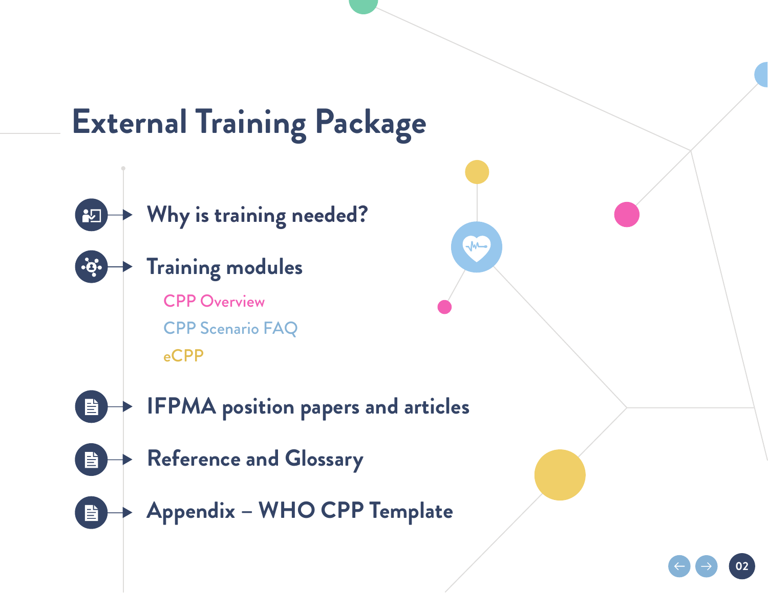# External Training Package

- Why is training needed?
- Training modules
  - CPP Overview
  - CPP Scenario FAQ
  - eCPP
- IFPMA position papers and articles
- Reference and Glossary
- Appendix – WHO CPP Template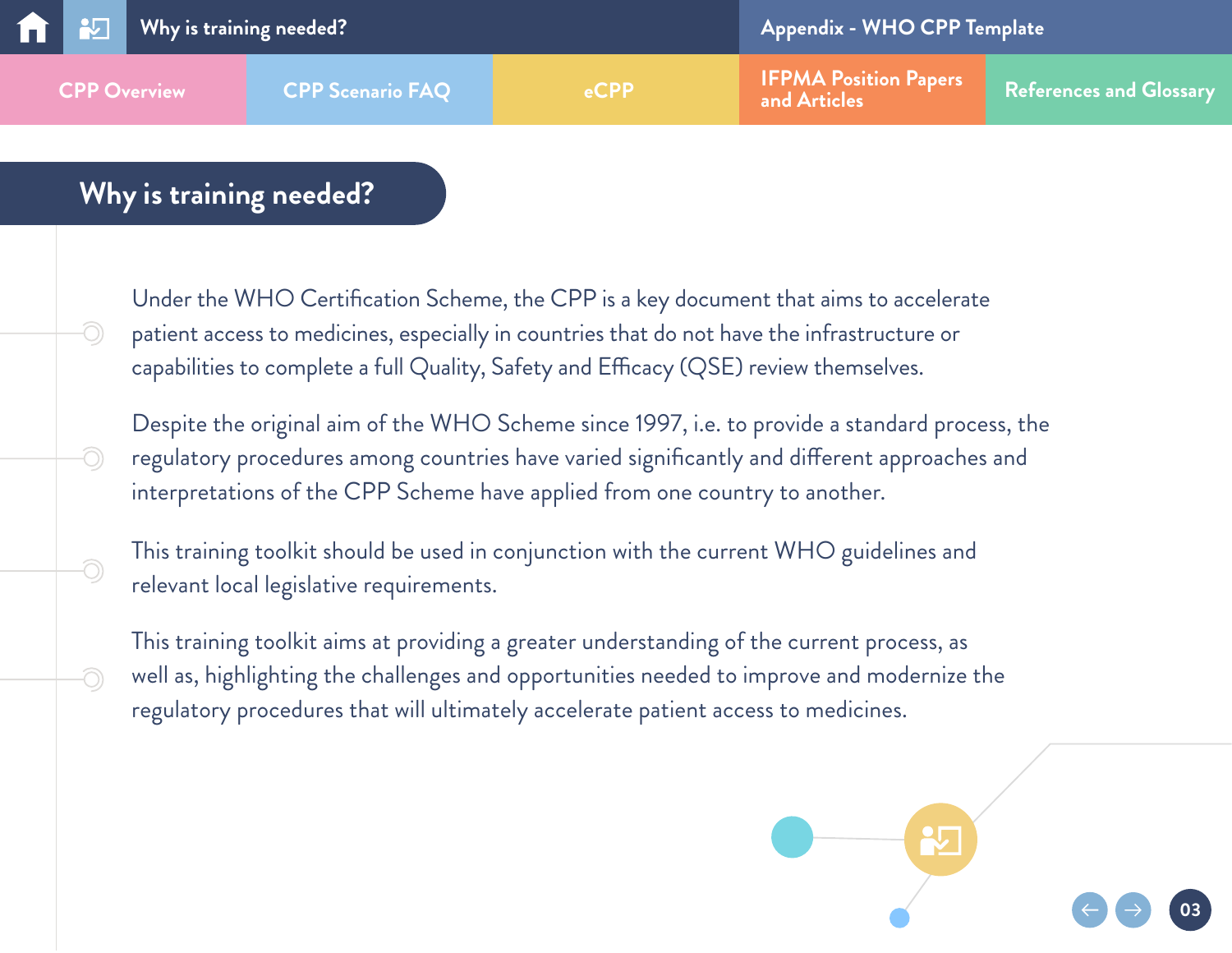# Why is training needed?

Under the WHO Certification Scheme, the CPP is a key document that aims to accelerate patient access to medicines, especially in countries that do not have the infrastructure or capabilities to complete a full Quality, Safety and Efficacy (QSE) review themselves.

Despite the original aim of the WHO Scheme since 1997, i.e. to provide a standard process, the regulatory procedures among countries have varied significantly and different approaches and interpretations of the CPP Scheme have applied from one country to another.

This training toolkit should be used in conjunction with the current WHO guidelines and relevant local legislative requirements.

This training toolkit aims at providing a greater understanding of the current process, as well as, highlighting the challenges and opportunities needed to improve and modernize the regulatory procedures that will ultimately accelerate patient access to medicines.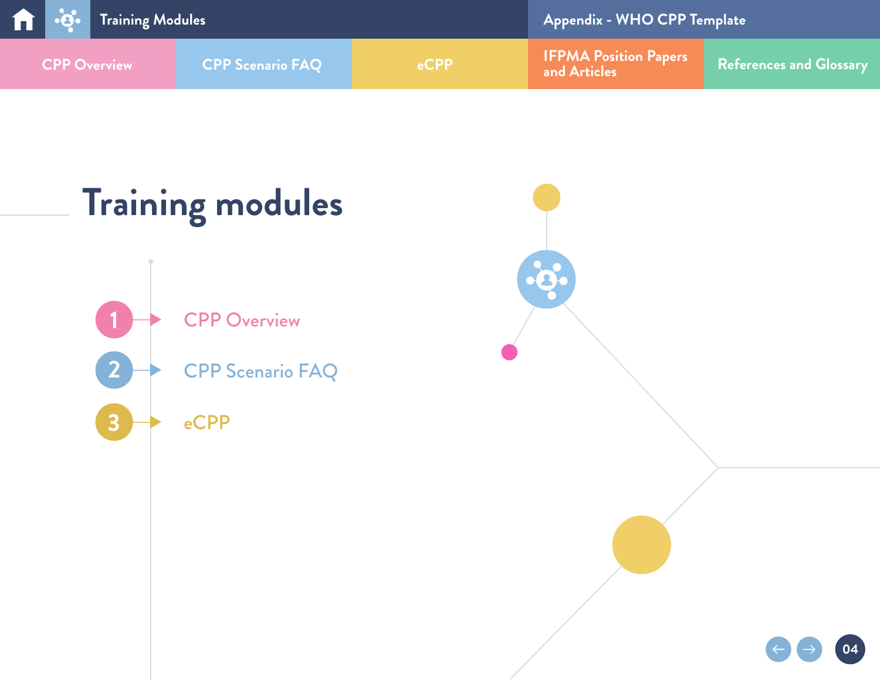# Training modules

1. CPP Overview
2. CPP Scenario FAQ
3. eCPP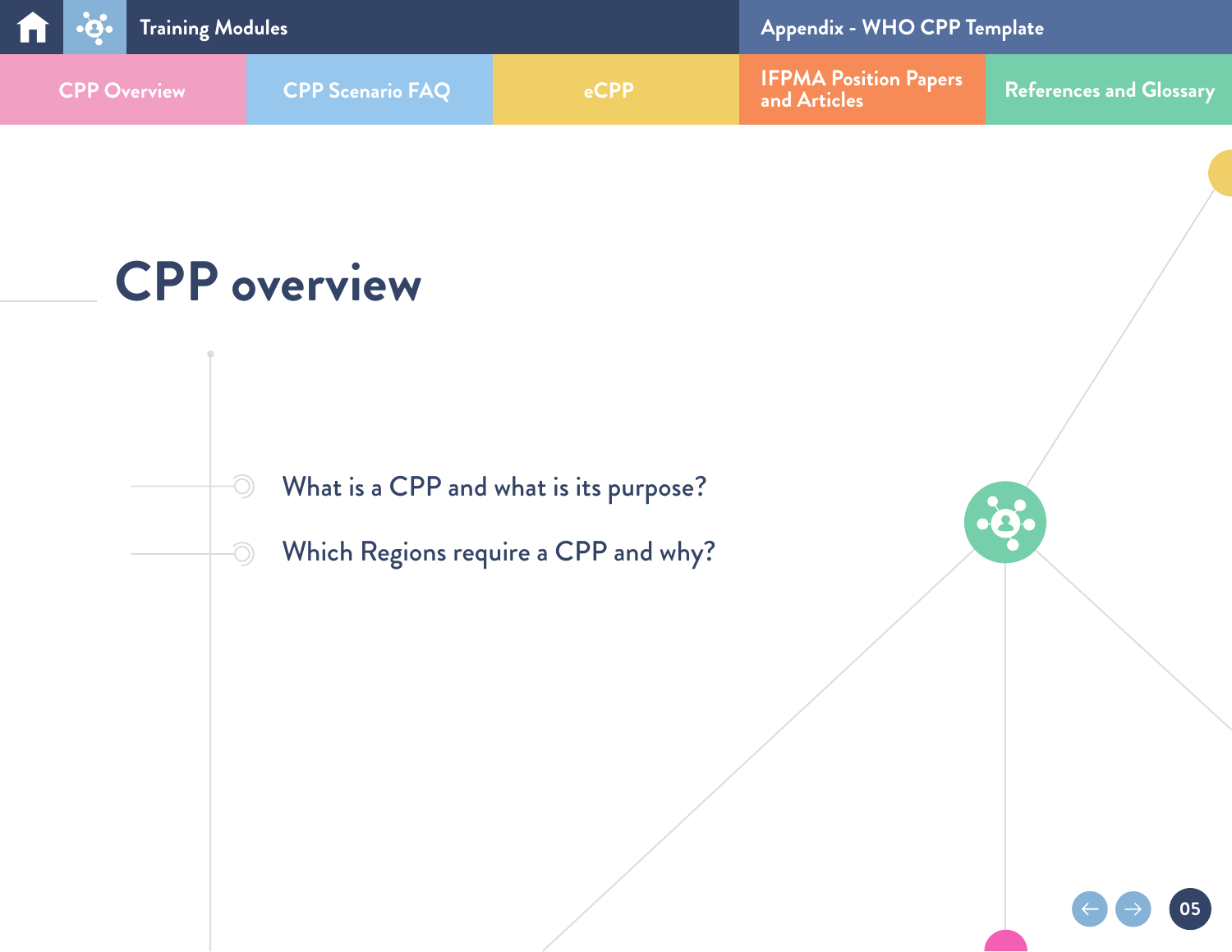# CPP overview

- What is a CPP and what is its purpose?
- Which Regions require a CPP and why?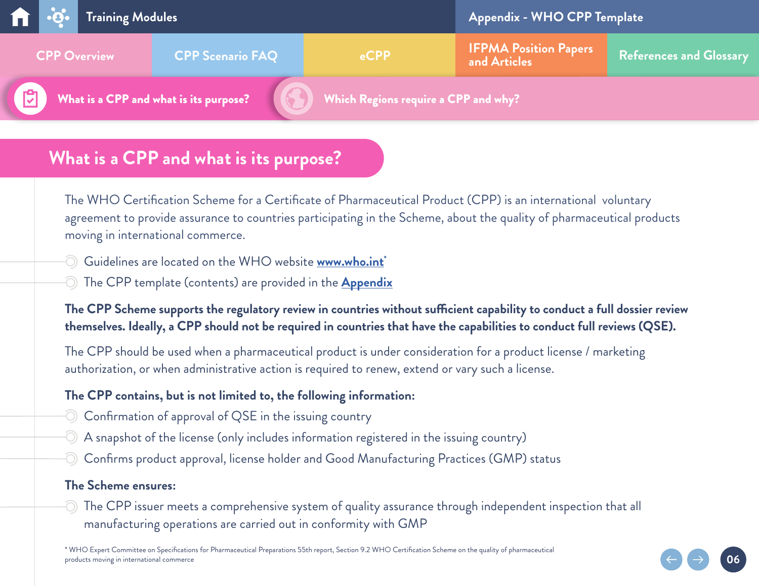# What is a CPP and what is its purpose?

The WHO Certification Scheme for a Certificate of Pharmaceutical Product (CPP) is an international voluntary agreement to provide assurance to countries participating in the Scheme, about the quality of pharmaceutical products moving in international commerce.

- Guidelines are located on the WHO website www.who.int*
- The CPP template (contents) are provided in the Appendix

**The CPP Scheme supports the regulatory review in countries without sufficient capability to conduct a full dossier review themselves. Ideally, a CPP should not be required in countries that have the capabilities to conduct full reviews (QSE).**

The CPP should be used when a pharmaceutical product is under consideration for a product license / marketing authorization, or when administrative action is required to renew, extend or vary such a license.

**The CPP contains, but is not limited to, the following information:**

- Confirmation of approval of QSE in the issuing country
- A snapshot of the license (only includes information registered in the issuing country)
- Confirms product approval, license holder and Good Manufacturing Practices (GMP) status

**The Scheme ensures:**

- The CPP issuer meets a comprehensive system of quality assurance through independent inspection that all manufacturing operations are carried out in conformity with GMP

* WHO Expert Committee on Specifications for Pharmaceutical Preparations 55th report, Section 9.2 WHO Certification Scheme on the quality of pharmaceutical products moving in international commerce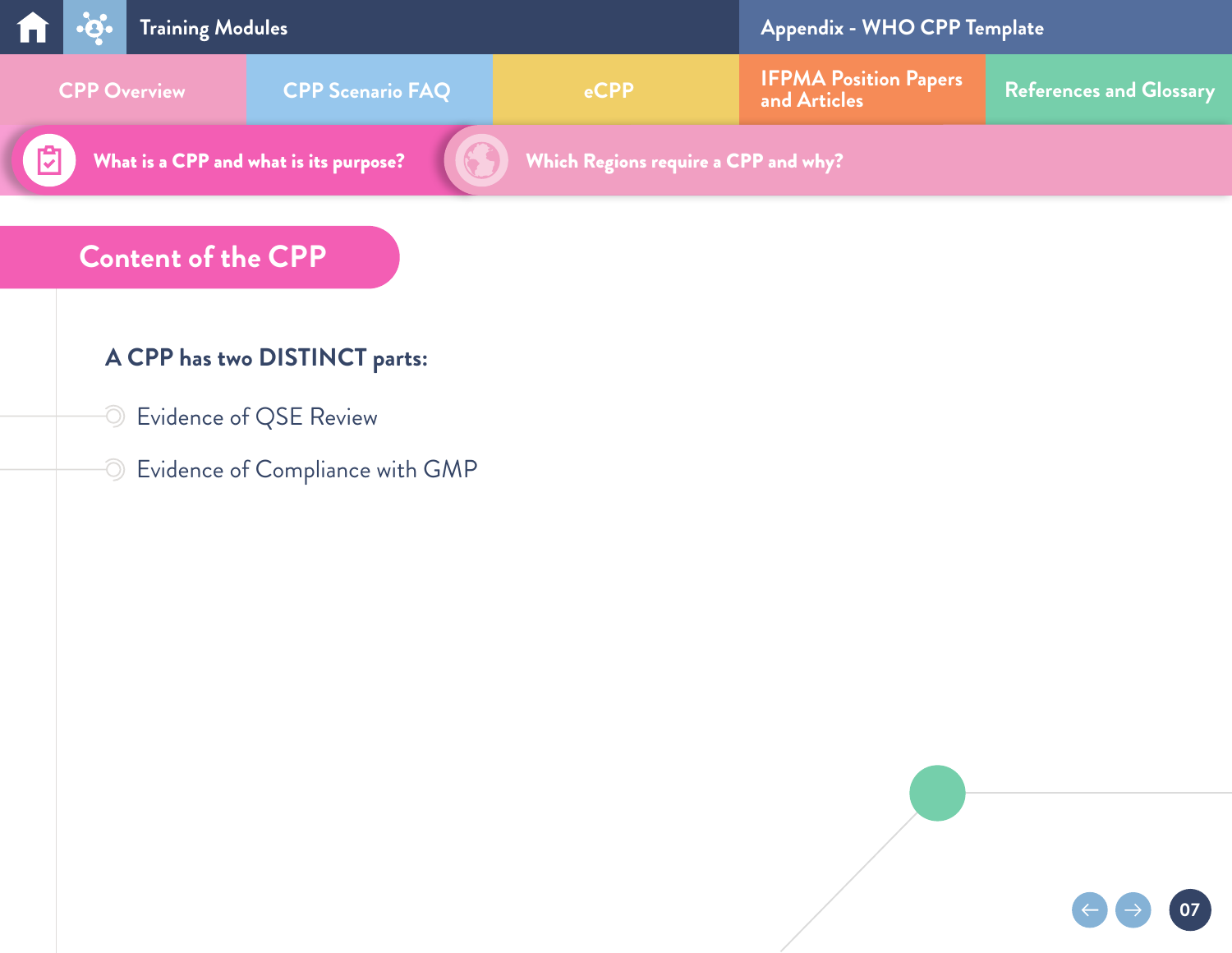# Content of the CPP

**A CPP has two DISTINCT parts:**

- Evidence of QSE Review
- Evidence of Compliance with GMP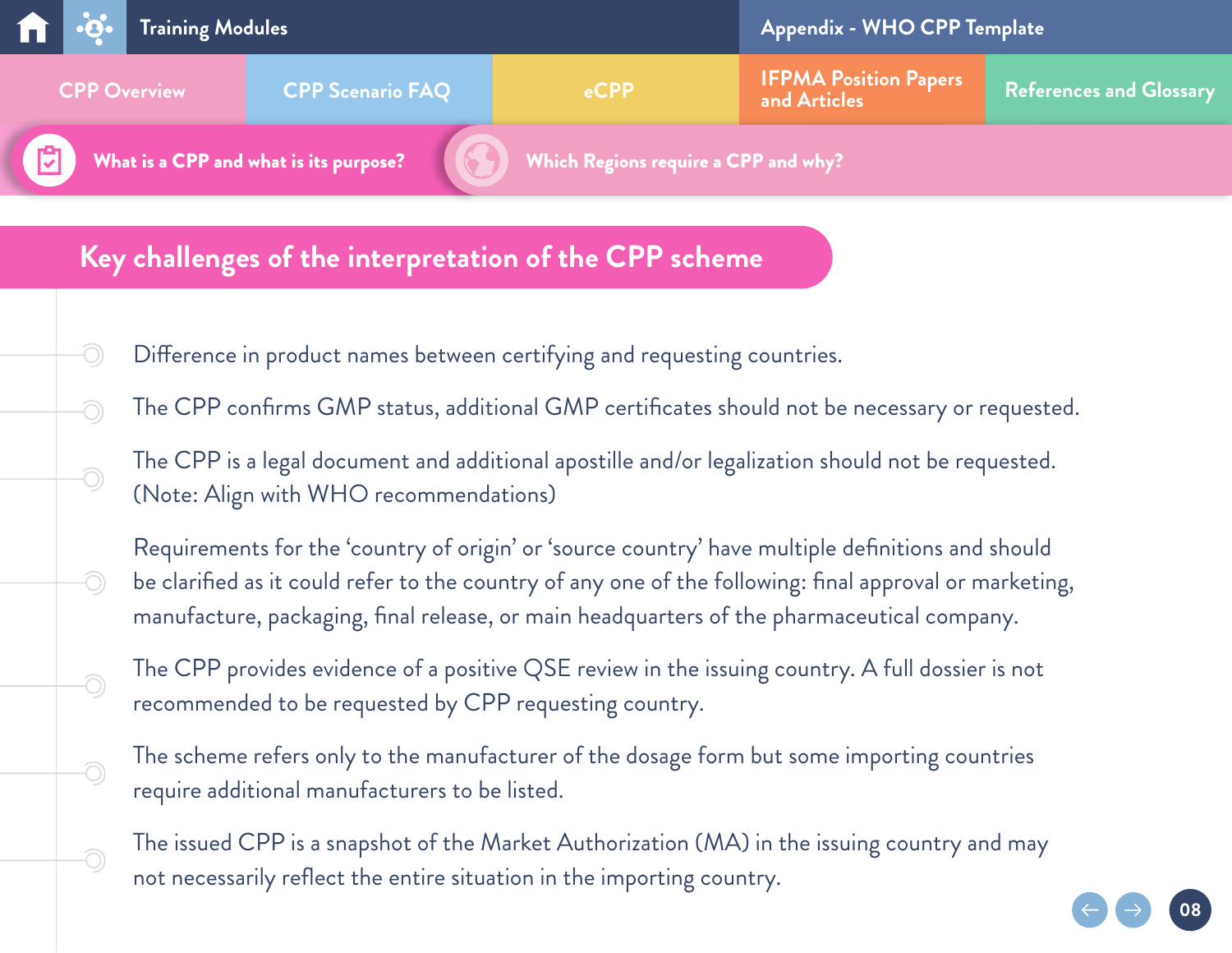## Key challenges of the interpretation of the CPP scheme

- Difference in product names between certifying and requesting countries.
- The CPP confirms GMP status, additional GMP certificates should not be necessary or requested.
- The CPP is a legal document and additional apostille and/or legalization should not be requested. (Note: Align with WHO recommendations)
- Requirements for the 'country of origin' or 'source country' have multiple definitions and should be clarified as it could refer to the country of any one of the following: final approval or marketing, manufacture, packaging, final release, or main headquarters of the pharmaceutical company.
- The CPP provides evidence of a positive QSE review in the issuing country. A full dossier is not recommended to be requested by CPP requesting country.
- The scheme refers only to the manufacturer of the dosage form but some importing countries require additional manufacturers to be listed.
- The issued CPP is a snapshot of the Market Authorization (MA) in the issuing country and may not necessarily reflect the entire situation in the importing country.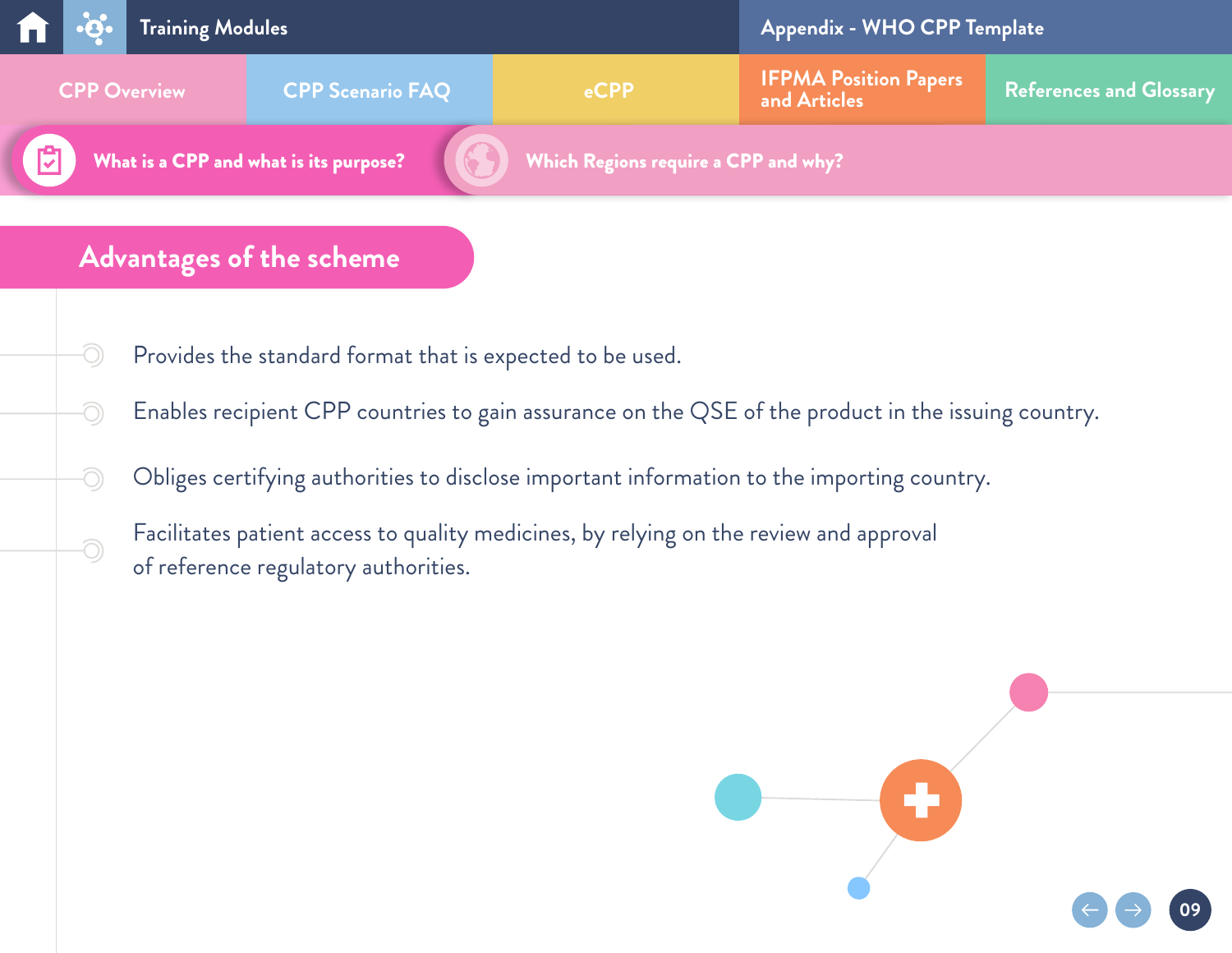## Advantages of the scheme

- Provides the standard format that is expected to be used.
- Enables recipient CPP countries to gain assurance on the QSE of the product in the issuing country.
- Obliges certifying authorities to disclose important information to the importing country.
- Facilitates patient access to quality medicines, by relying on the review and approval of reference regulatory authorities.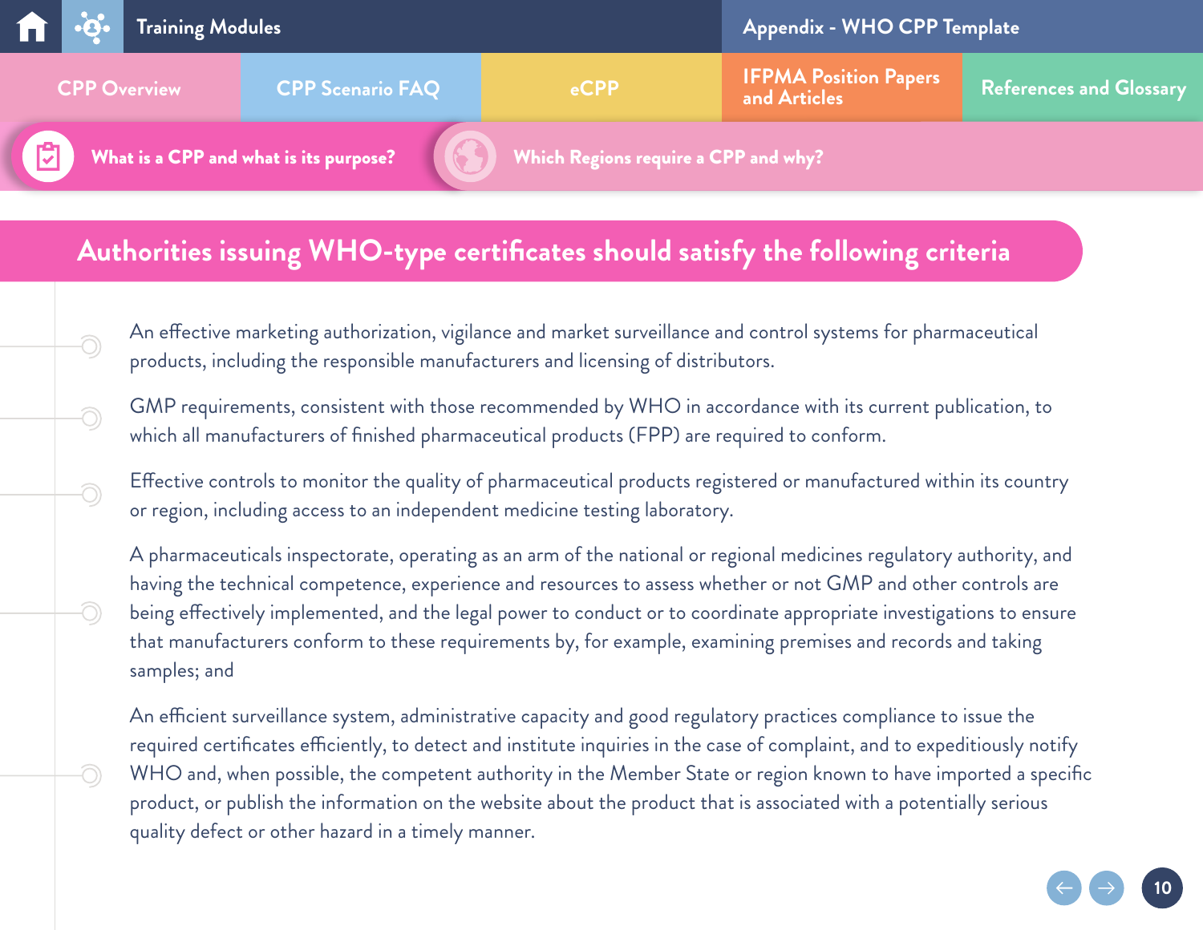## Authorities issuing WHO-type certificates should satisfy the following criteria

- An effective marketing authorization, vigilance and market surveillance and control systems for pharmaceutical products, including the responsible manufacturers and licensing of distributors.
- GMP requirements, consistent with those recommended by WHO in accordance with its current publication, to which all manufacturers of finished pharmaceutical products (FPP) are required to conform.
- Effective controls to monitor the quality of pharmaceutical products registered or manufactured within its country or region, including access to an independent medicine testing laboratory.
- A pharmaceuticals inspectorate, operating as an arm of the national or regional medicines regulatory authority, and having the technical competence, experience and resources to assess whether or not GMP and other controls are being effectively implemented, and the legal power to conduct or to coordinate appropriate investigations to ensure that manufacturers conform to these requirements by, for example, examining premises and records and taking samples; and
- An efficient surveillance system, administrative capacity and good regulatory practices compliance to issue the required certificates efficiently, to detect and institute inquiries in the case of complaint, and to expeditiously notify WHO and, when possible, the competent authority in the Member State or region known to have imported a specific product, or publish the information on the website about the product that is associated with a potentially serious quality defect or other hazard in a timely manner.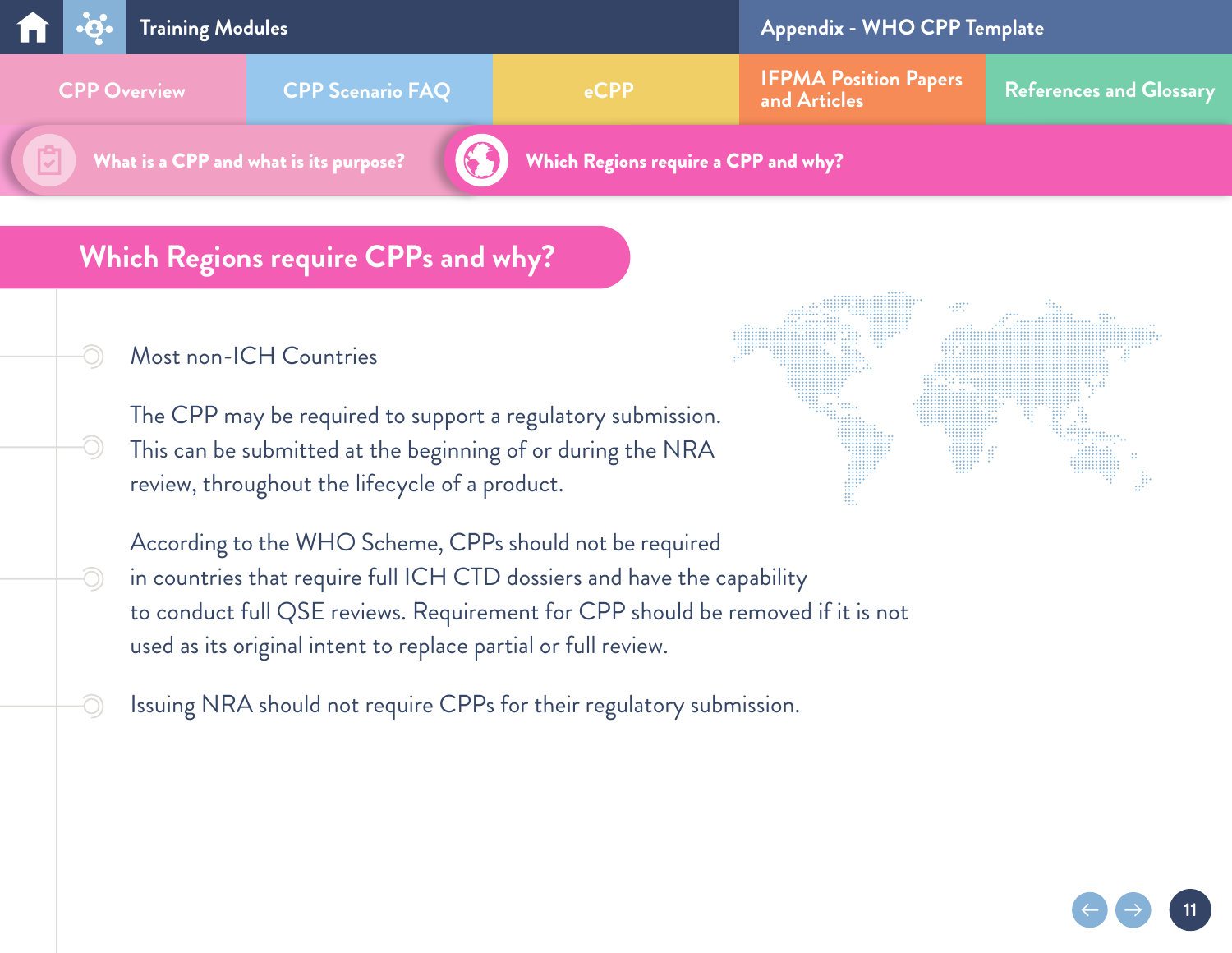# Which Regions require CPPs and why?

- Most non-ICH Countries

- The CPP may be required to support a regulatory submission. This can be submitted at the beginning of or during the NRA review, throughout the lifecycle of a product.

- According to the WHO Scheme, CPPs should not be required in countries that require full ICH CTD dossiers and have the capability to conduct full QSE reviews. Requirement for CPP should be removed if it is not used as its original intent to replace partial or full review.

- Issuing NRA should not require CPPs for their regulatory submission.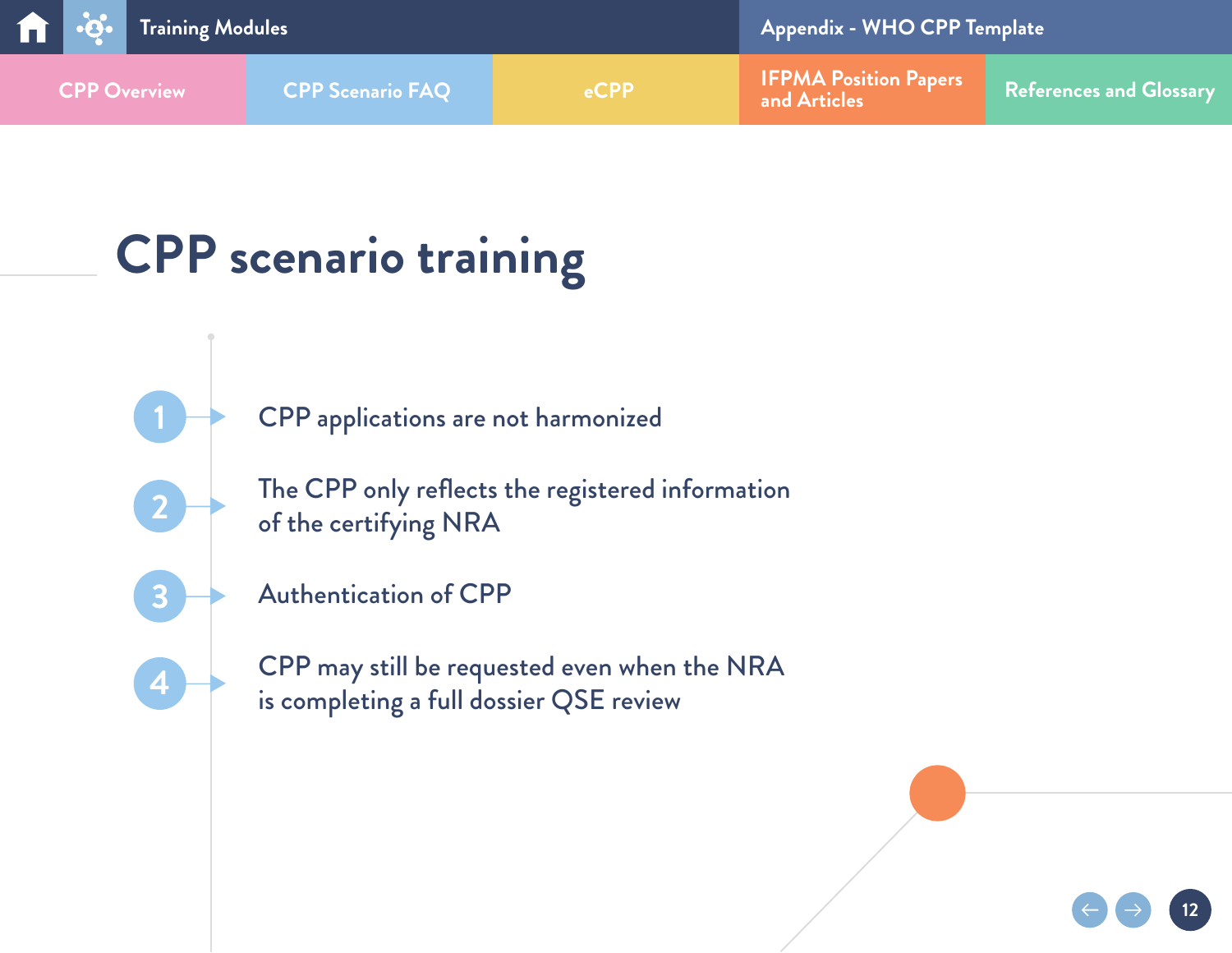# CPP scenario training

1. CPP applications are not harmonized
2. The CPP only reflects the registered information of the certifying NRA
3. Authentication of CPP
4. CPP may still be requested even when the NRA is completing a full dossier QSE review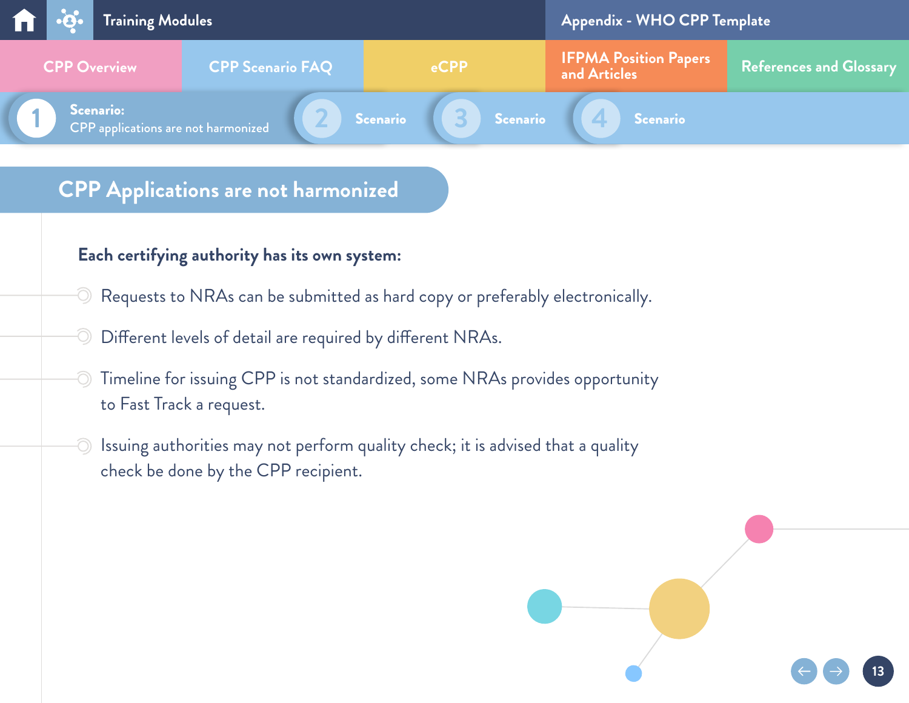# CPP Applications are not harmonized

**Each certifying authority has its own system:**

- Requests to NRAs can be submitted as hard copy or preferably electronically.
- Different levels of detail are required by different NRAs.
- Timeline for issuing CPP is not standardized, some NRAs provides opportunity to Fast Track a request.
- Issuing authorities may not perform quality check; it is advised that a quality check be done by the CPP recipient.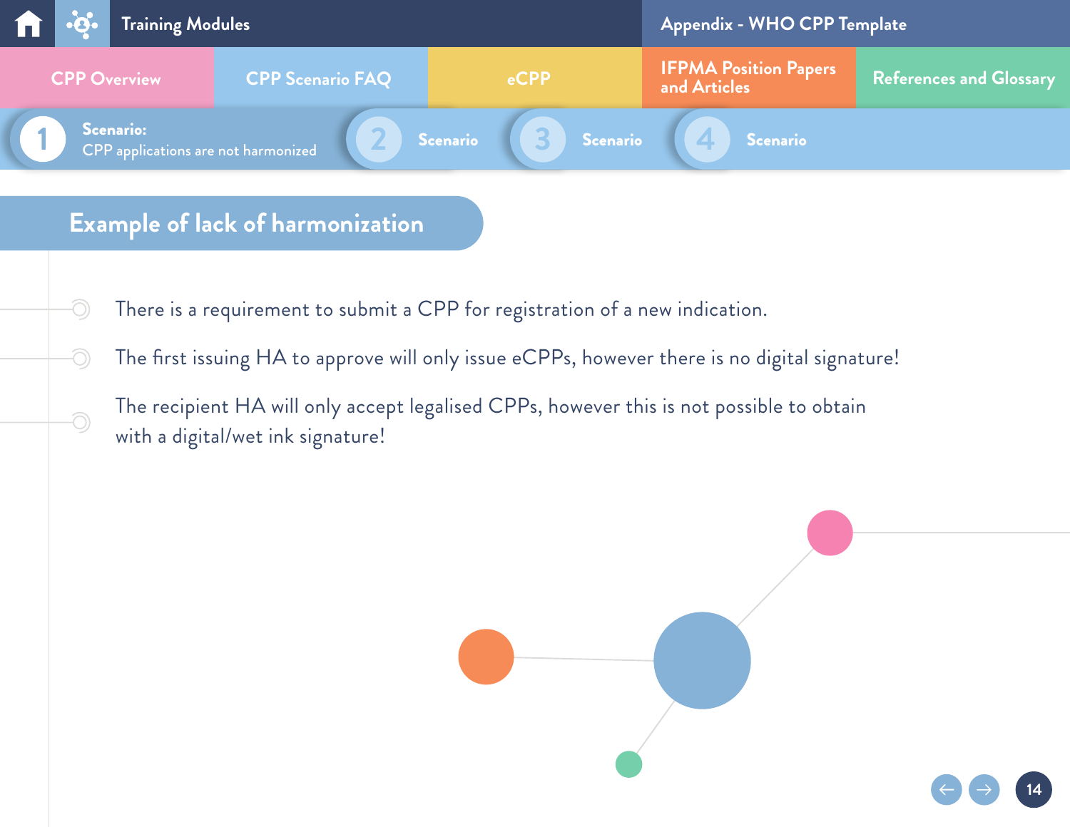## Example of lack of harmonization

- There is a requirement to submit a CPP for registration of a new indication.
- The first issuing HA to approve will only issue eCPPs, however there is no digital signature!
- The recipient HA will only accept legalised CPPs, however this is not possible to obtain with a digital/wet ink signature!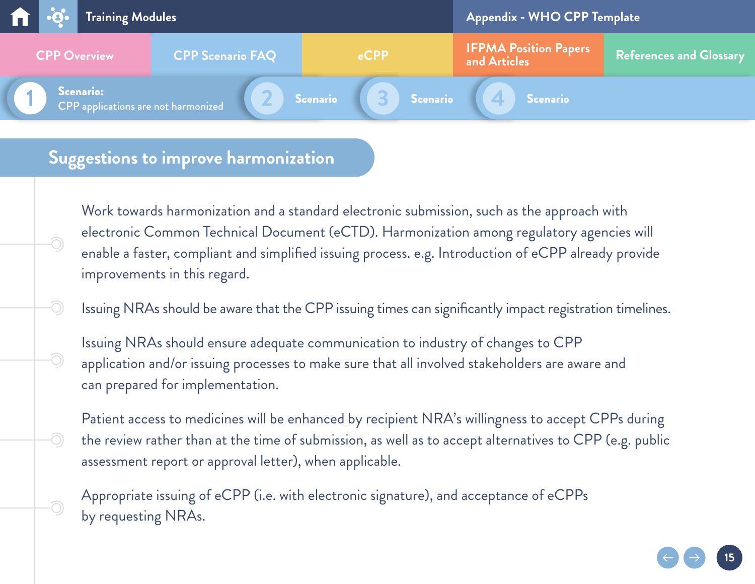## Scenario: CPP applications are not harmonized

## Suggestions to improve harmonization

- Work towards harmonization and a standard electronic submission, such as the approach with electronic Common Technical Document (eCTD). Harmonization among regulatory agencies will enable a faster, compliant and simplified issuing process. e.g. Introduction of eCPP already provide improvements in this regard.
- Issuing NRAs should be aware that the CPP issuing times can significantly impact registration timelines.
- Issuing NRAs should ensure adequate communication to industry of changes to CPP application and/or issuing processes to make sure that all involved stakeholders are aware and can prepared for implementation.
- Patient access to medicines will be enhanced by recipient NRA's willingness to accept CPPs during the review rather than at the time of submission, as well as to accept alternatives to CPP (e.g. public assessment report or approval letter), when applicable.
- Appropriate issuing of eCPP (i.e. with electronic signature), and acceptance of eCPPs by requesting NRAs.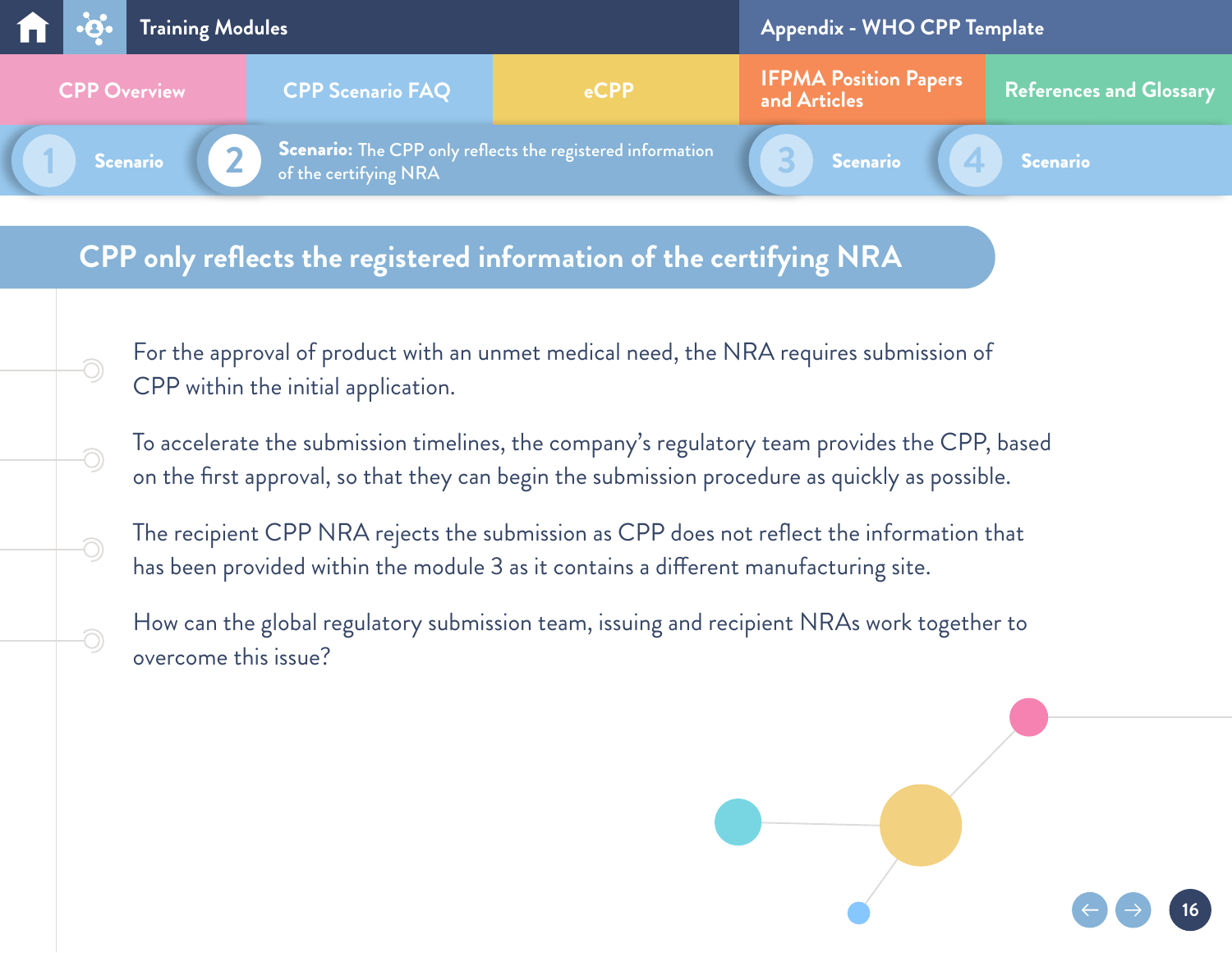# CPP only reflects the registered information of the certifying NRA

For the approval of product with an unmet medical need, the NRA requires submission of CPP within the initial application.

To accelerate the submission timelines, the company's regulatory team provides the CPP, based on the first approval, so that they can begin the submission procedure as quickly as possible.

The recipient CPP NRA rejects the submission as CPP does not reflect the information that has been provided within the module 3 as it contains a different manufacturing site.

How can the global regulatory submission team, issuing and recipient NRAs work together to overcome this issue?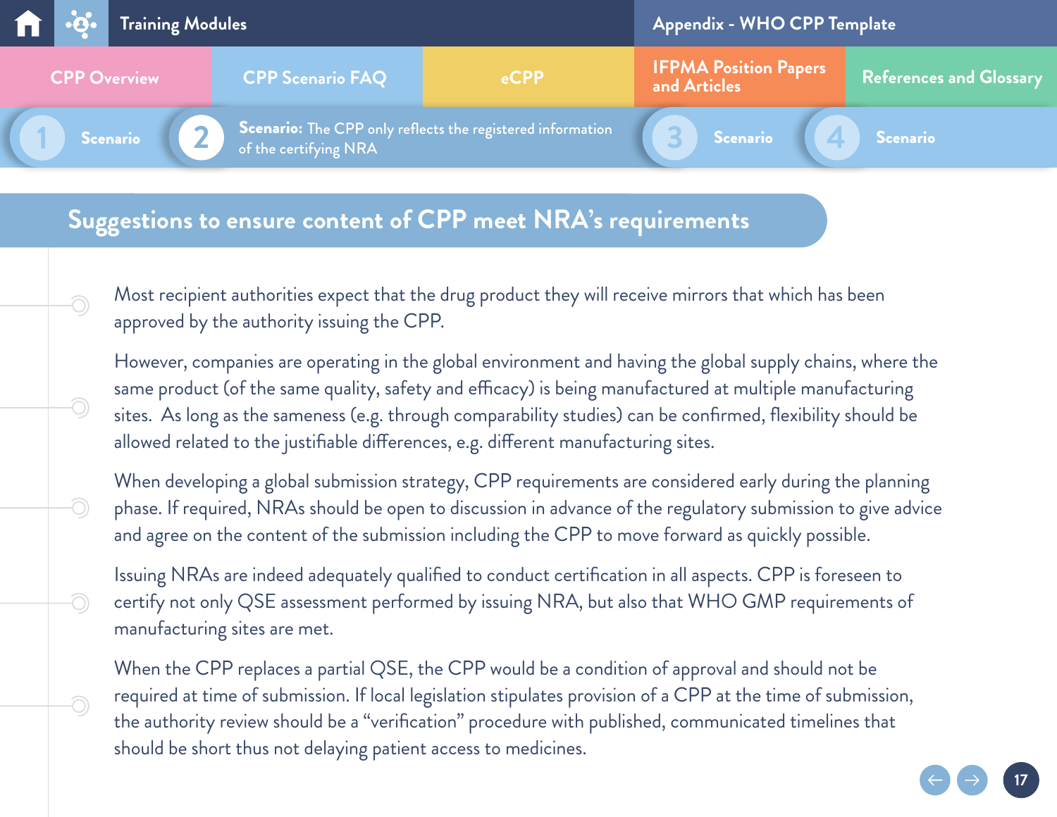**Scenario:** The CPP only reflects the registered information of the certifying NRA

## Suggestions to ensure content of CPP meet NRA's requirements

Most recipient authorities expect that the drug product they will receive mirrors that which has been approved by the authority issuing the CPP.

However, companies are operating in the global environment and having the global supply chains, where the same product (of the same quality, safety and efficacy) is being manufactured at multiple manufacturing sites. As long as the sameness (e.g. through comparability studies) can be confirmed, flexibility should be allowed related to the justifiable differences, e.g. different manufacturing sites.

When developing a global submission strategy, CPP requirements are considered early during the planning phase. If required, NRAs should be open to discussion in advance of the regulatory submission to give advice and agree on the content of the submission including the CPP to move forward as quickly possible.

Issuing NRAs are indeed adequately qualified to conduct certification in all aspects. CPP is foreseen to certify not only QSE assessment performed by issuing NRA, but also that WHO GMP requirements of manufacturing sites are met.

When the CPP replaces a partial QSE, the CPP would be a condition of approval and should not be required at time of submission. If local legislation stipulates provision of a CPP at the time of submission, the authority review should be a "verification" procedure with published, communicated timelines that should be short thus not delaying patient access to medicines.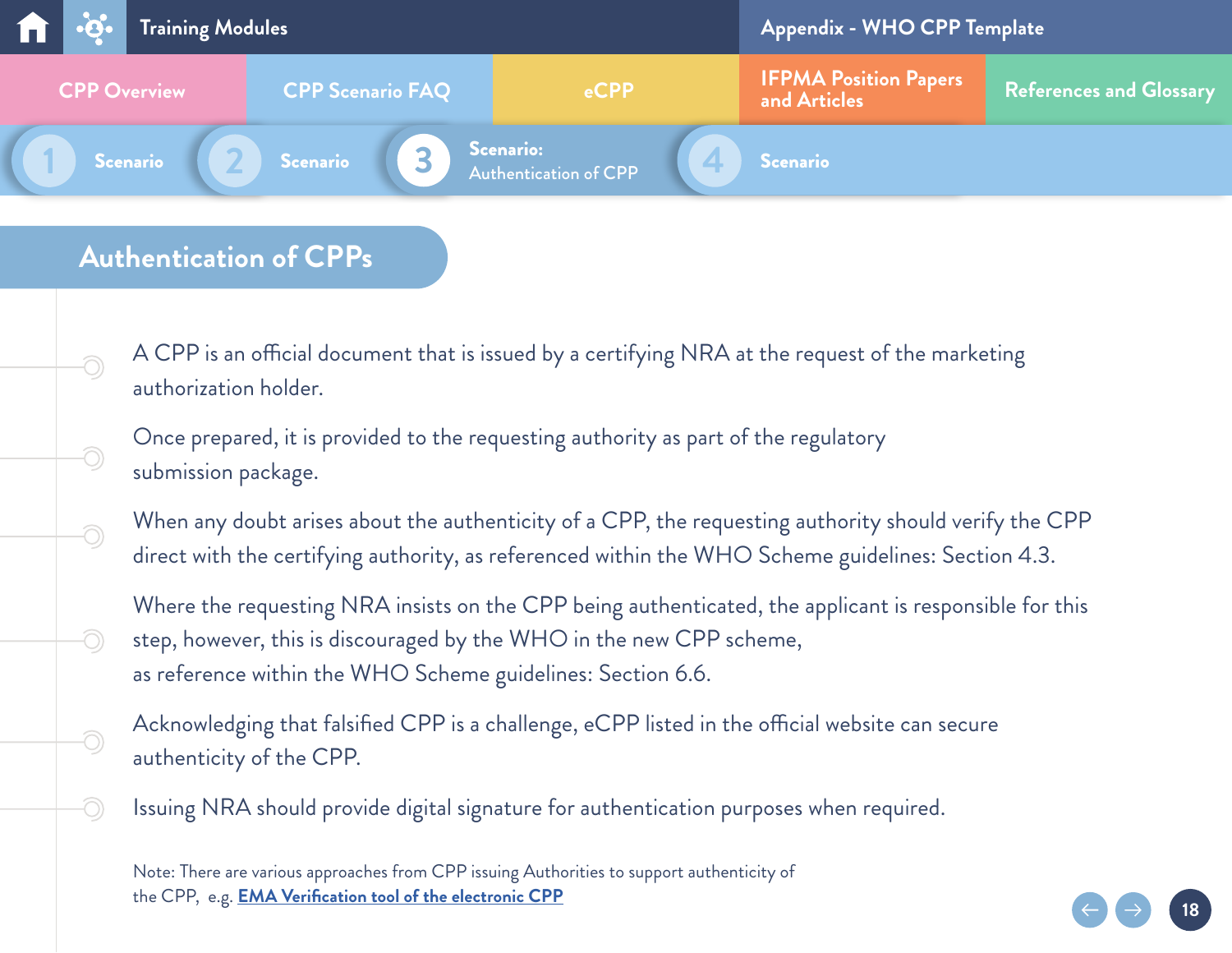# Authentication of CPPs

- A CPP is an official document that is issued by a certifying NRA at the request of the marketing authorization holder.
- Once prepared, it is provided to the requesting authority as part of the regulatory submission package.
- When any doubt arises about the authenticity of a CPP, the requesting authority should verify the CPP direct with the certifying authority, as referenced within the WHO Scheme guidelines: Section 4.3.
- Where the requesting NRA insists on the CPP being authenticated, the applicant is responsible for this step, however, this is discouraged by the WHO in the new CPP scheme, as reference within the WHO Scheme guidelines: Section 6.6.
- Acknowledging that falsified CPP is a challenge, eCPP listed in the official website can secure authenticity of the CPP.
- Issuing NRA should provide digital signature for authentication purposes when required.

Note: There are various approaches from CPP issuing Authorities to support authenticity of the CPP, e.g. **EMA Verification tool of the electronic CPP**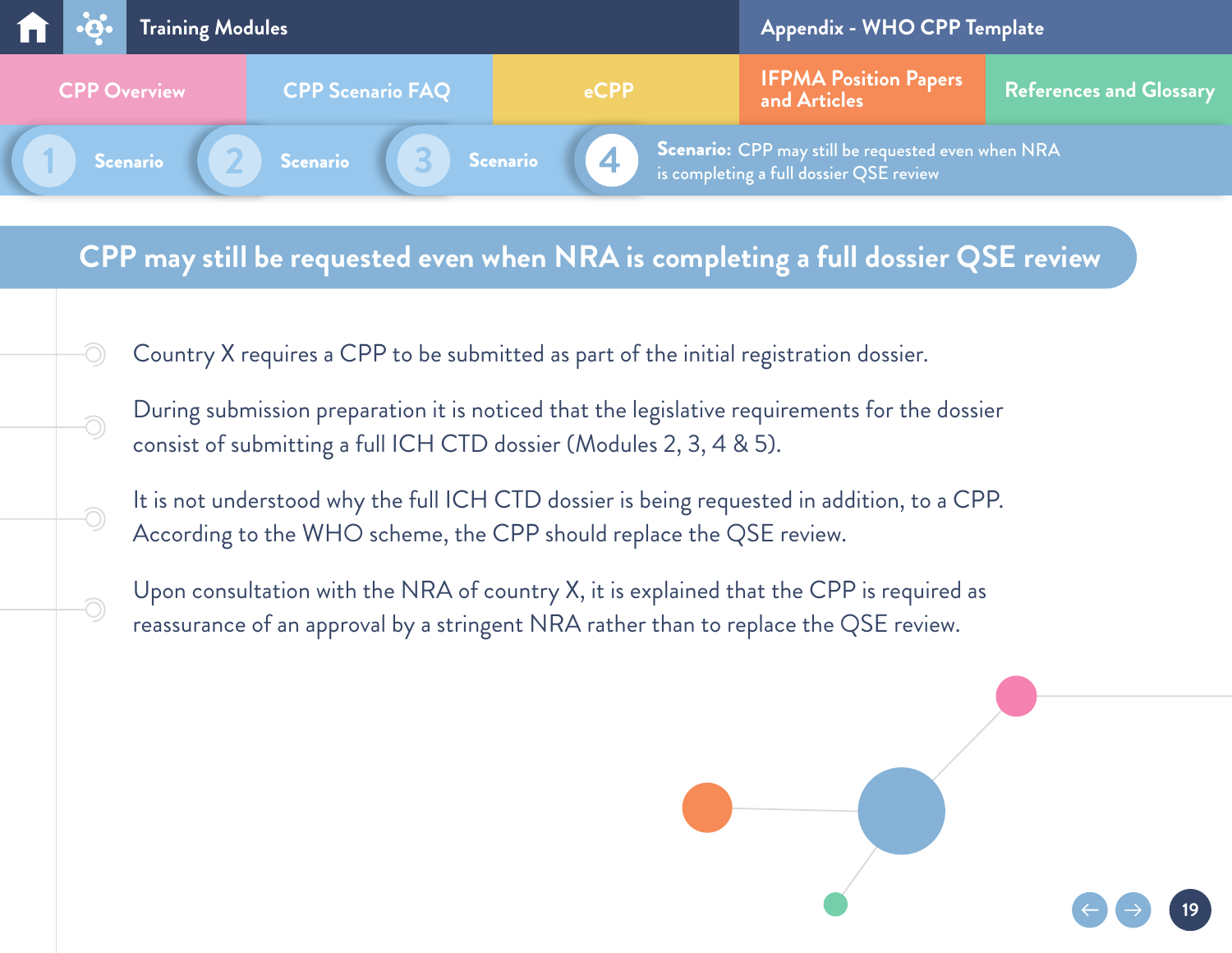# CPP may still be requested even when NRA is completing a full dossier QSE review

- Country X requires a CPP to be submitted as part of the initial registration dossier.
- During submission preparation it is noticed that the legislative requirements for the dossier consist of submitting a full ICH CTD dossier (Modules 2, 3, 4 & 5).
- It is not understood why the full ICH CTD dossier is being requested in addition, to a CPP. According to the WHO scheme, the CPP should replace the QSE review.
- Upon consultation with the NRA of country X, it is explained that the CPP is required as reassurance of an approval by a stringent NRA rather than to replace the QSE review.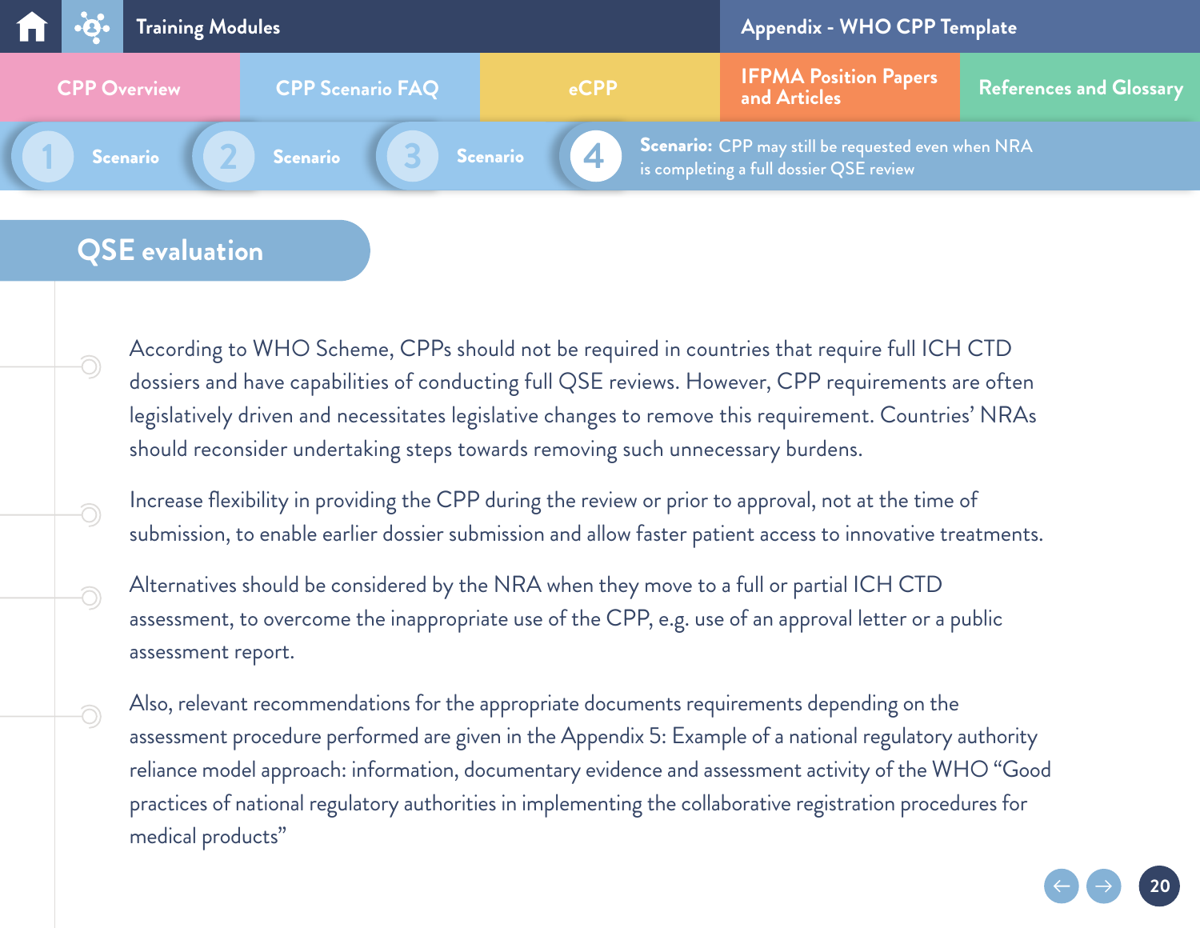**Scenario:** CPP may still be requested even when NRA is completing a full dossier QSE review

## QSE evaluation

According to WHO Scheme, CPPs should not be required in countries that require full ICH CTD dossiers and have capabilities of conducting full QSE reviews. However, CPP requirements are often legislatively driven and necessitates legislative changes to remove this requirement. Countries' NRAs should reconsider undertaking steps towards removing such unnecessary burdens.

Increase flexibility in providing the CPP during the review or prior to approval, not at the time of submission, to enable earlier dossier submission and allow faster patient access to innovative treatments.

Alternatives should be considered by the NRA when they move to a full or partial ICH CTD assessment, to overcome the inappropriate use of the CPP, e.g. use of an approval letter or a public assessment report.

Also, relevant recommendations for the appropriate documents requirements depending on the assessment procedure performed are given in the Appendix 5: Example of a national regulatory authority reliance model approach: information, documentary evidence and assessment activity of the WHO "Good practices of national regulatory authorities in implementing the collaborative registration procedures for medical products"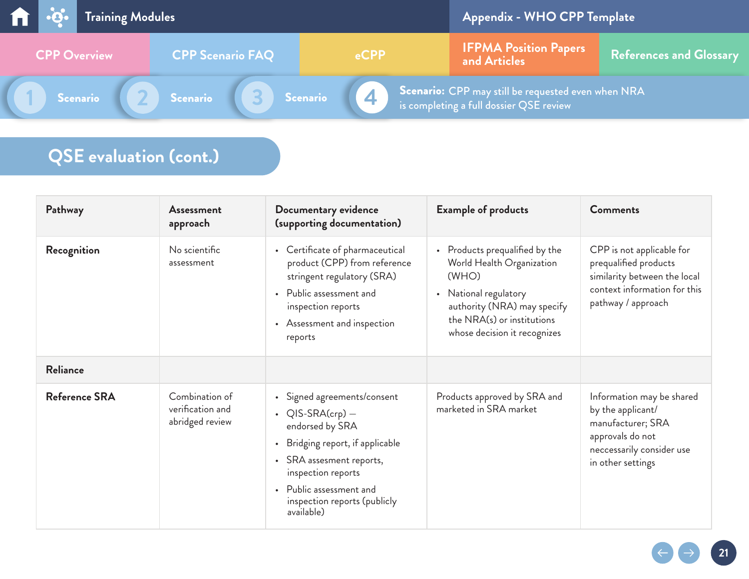**Scenario:** CPP may still be requested even when NRA is completing a full dossier QSE review

## QSE evaluation (cont.)

| Pathway | Assessment approach | Documentary evidence (supporting documentation) | Example of products | Comments |
|---|---|---|---|---|
| **Recognition** | No scientific assessment | • Certificate of pharmaceutical product (CPP) from reference stringent regulatory (SRA)<br>• Public assessment and inspection reports<br>• Assessment and inspection reports | • Products prequalified by the World Health Organization (WHO)<br>• National regulatory authority (NRA) may specify the NRA(s) or institutions whose decision it recognizes | CPP is not applicable for prequalified products similarity between the local context information for this pathway / approach |
| **Reliance** | | | | |
| **Reference SRA** | Combination of verification and abridged review | • Signed agreements/consent<br>• QIS-SRA(crp) — endorsed by SRA<br>• Bridging report, if applicable<br>• SRA assesment reports, inspection reports<br>• Public assessment and inspection reports (publicly available) | Products approved by SRA and marketed in SRA market | Information may be shared by the applicant/ manufacturer; SRA approvals do not neccessarily consider use in other settings |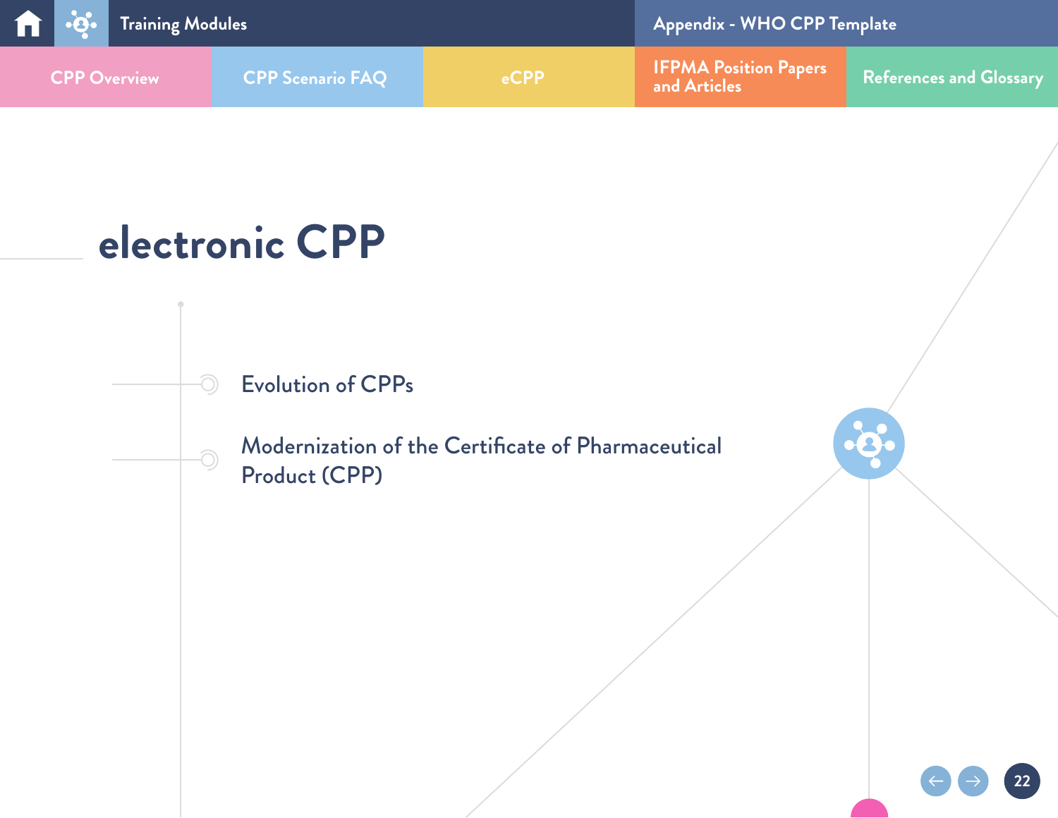# electronic CPP

- Evolution of CPPs
- Modernization of the Certificate of Pharmaceutical Product (CPP)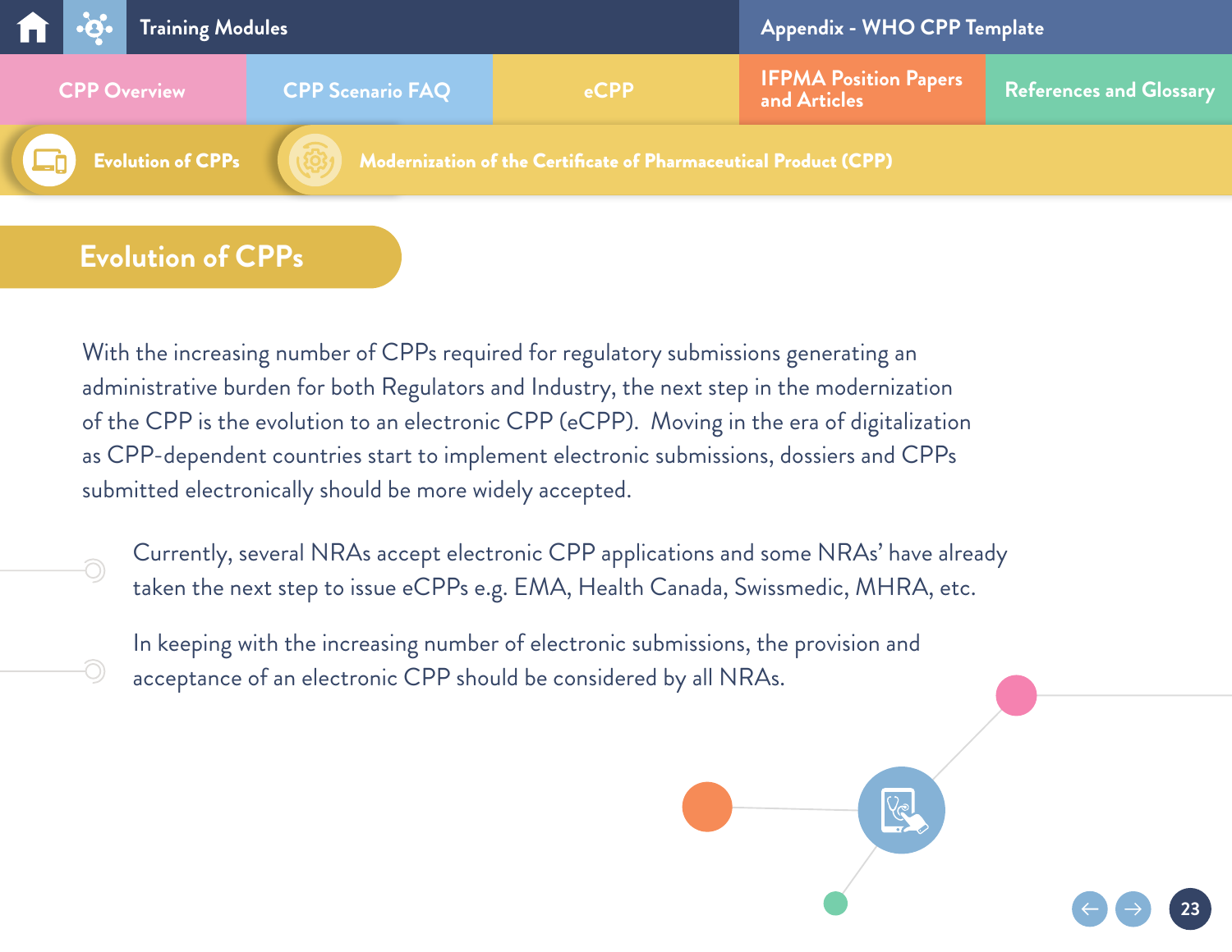## Evolution of CPPs

With the increasing number of CPPs required for regulatory submissions generating an administrative burden for both Regulators and Industry, the next step in the modernization of the CPP is the evolution to an electronic CPP (eCPP). Moving in the era of digitalization as CPP-dependent countries start to implement electronic submissions, dossiers and CPPs submitted electronically should be more widely accepted.

- Currently, several NRAs accept electronic CPP applications and some NRAs' have already taken the next step to issue eCPPs e.g. EMA, Health Canada, Swissmedic, MHRA, etc.
- In keeping with the increasing number of electronic submissions, the provision and acceptance of an electronic CPP should be considered by all NRAs.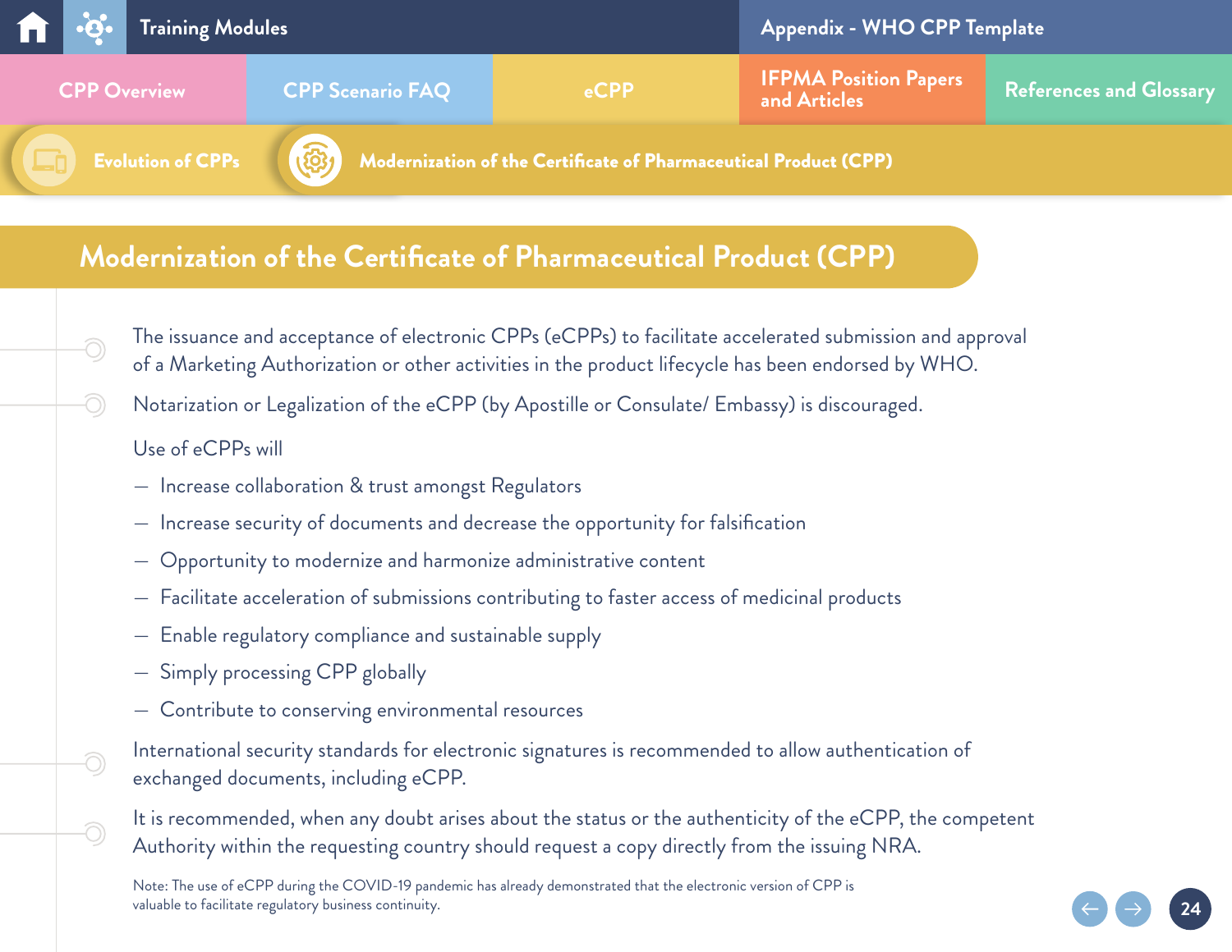# Modernization of the Certificate of Pharmaceutical Product (CPP)

- The issuance and acceptance of electronic CPPs (eCPPs) to facilitate accelerated submission and approval of a Marketing Authorization or other activities in the product lifecycle has been endorsed by WHO.
- Notarization or Legalization of the eCPP (by Apostille or Consulate/ Embassy) is discouraged.

  Use of eCPPs will

  - Increase collaboration & trust amongst Regulators
  - Increase security of documents and decrease the opportunity for falsification
  - Opportunity to modernize and harmonize administrative content
  - Facilitate acceleration of submissions contributing to faster access of medicinal products
  - Enable regulatory compliance and sustainable supply
  - Simply processing CPP globally
  - Contribute to conserving environmental resources

- International security standards for electronic signatures is recommended to allow authentication of exchanged documents, including eCPP.
- It is recommended, when any doubt arises about the status or the authenticity of the eCPP, the competent Authority within the requesting country should request a copy directly from the issuing NRA.

Note: The use of eCPP during the COVID-19 pandemic has already demonstrated that the electronic version of CPP is valuable to facilitate regulatory business continuity.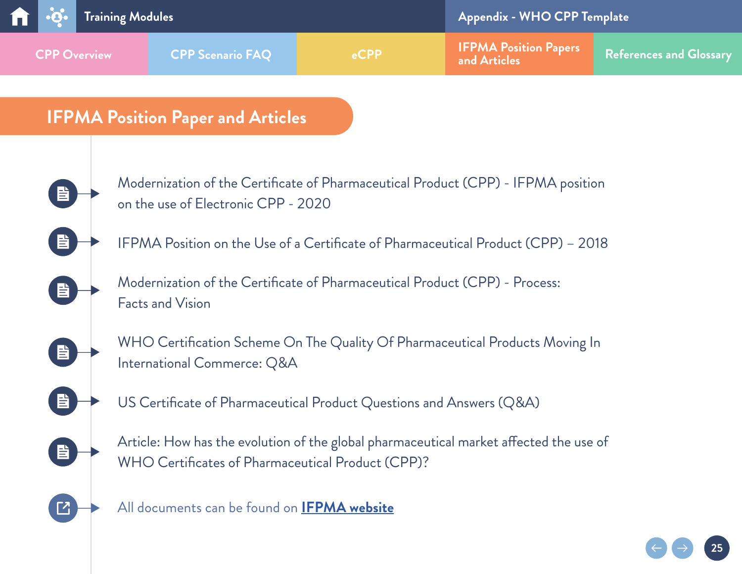# IFPMA Position Paper and Articles

- Modernization of the Certificate of Pharmaceutical Product (CPP) - IFPMA position on the use of Electronic CPP - 2020
- IFPMA Position on the Use of a Certificate of Pharmaceutical Product (CPP) – 2018
- Modernization of the Certificate of Pharmaceutical Product (CPP) - Process: Facts and Vision
- WHO Certification Scheme On The Quality Of Pharmaceutical Products Moving In International Commerce: Q&A
- US Certificate of Pharmaceutical Product Questions and Answers (Q&A)
- Article: How has the evolution of the global pharmaceutical market affected the use of WHO Certificates of Pharmaceutical Product (CPP)?
- All documents can be found on **IFPMA website**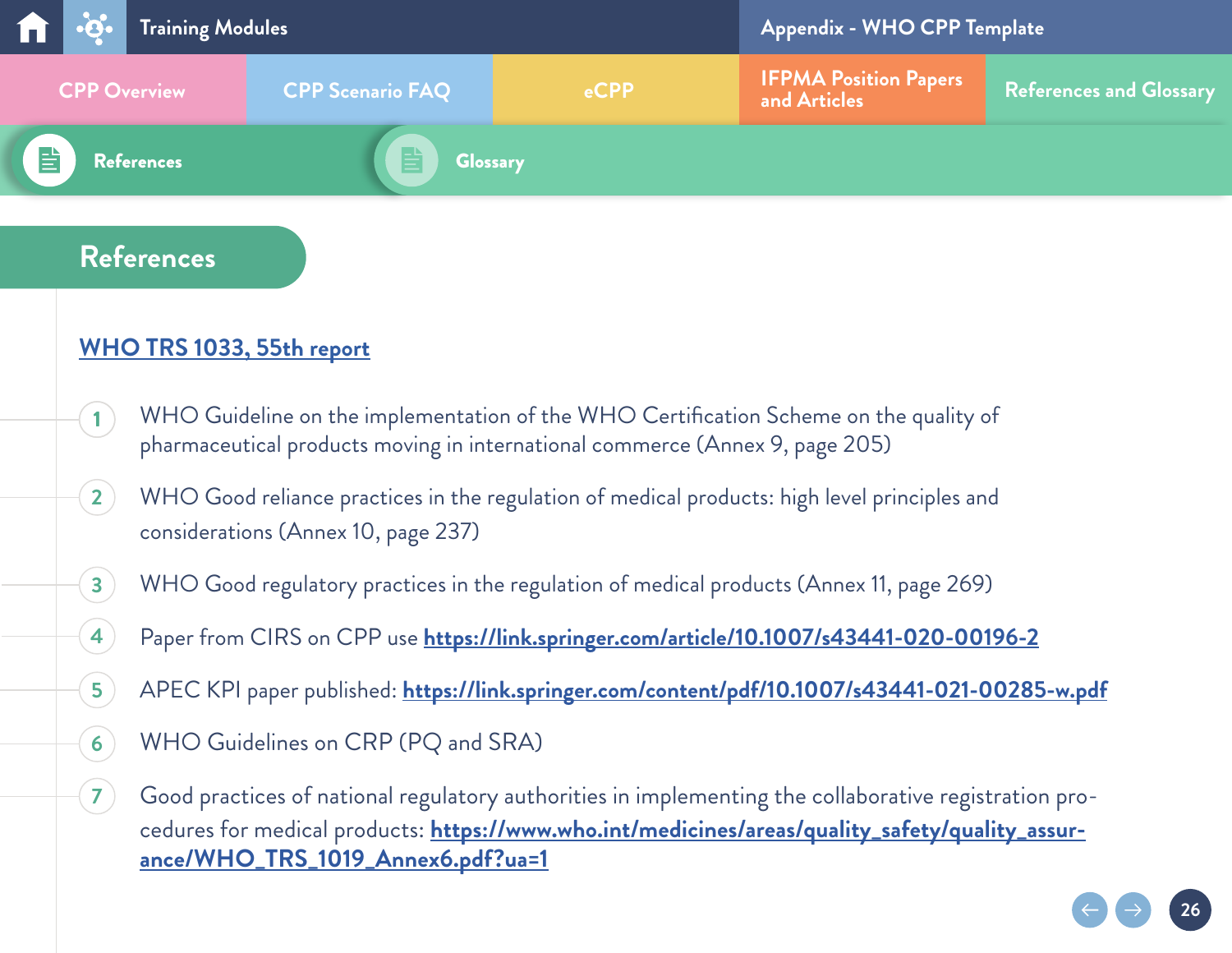# References

[WHO TRS 1033, 55th report]

1. WHO Guideline on the implementation of the WHO Certification Scheme on the quality of pharmaceutical products moving in international commerce (Annex 9, page 205)
2. WHO Good reliance practices in the regulation of medical products: high level principles and considerations (Annex 10, page 237)
3. WHO Good regulatory practices in the regulation of medical products (Annex 11, page 269)
4. Paper from CIRS on CPP use https://link.springer.com/article/10.1007/s43441-020-00196-2
5. APEC KPI paper published: https://link.springer.com/content/pdf/10.1007/s43441-021-00285-w.pdf
6. WHO Guidelines on CRP (PQ and SRA)
7. Good practices of national regulatory authorities in implementing the collaborative registration procedures for medical products: https://www.who.int/medicines/areas/quality_safety/quality_assurance/WHO_TRS_1019_Annex6.pdf?ua=1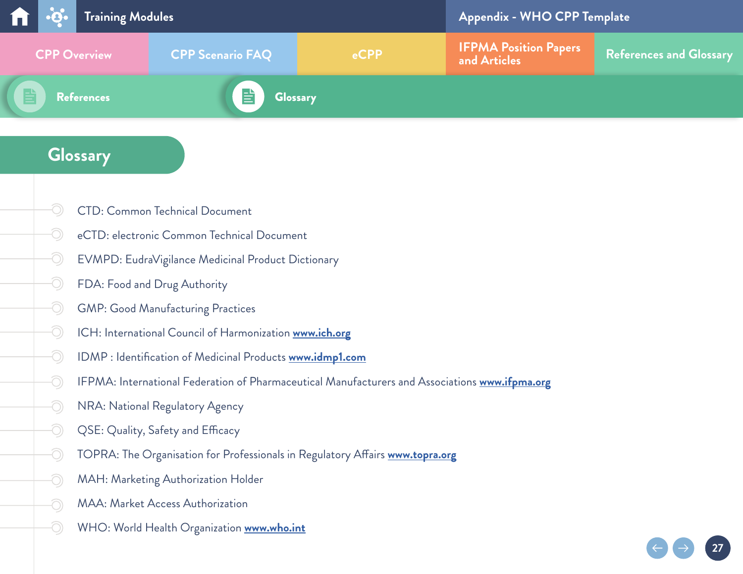# Glossary

- CTD: Common Technical Document
- eCTD: electronic Common Technical Document
- EVMPD: EudraVigilance Medicinal Product Dictionary
- FDA: Food and Drug Authority
- GMP: Good Manufacturing Practices
- ICH: International Council of Harmonization **www.ich.org**
- IDMP : Identification of Medicinal Products **www.idmp1.com**
- IFPMA: International Federation of Pharmaceutical Manufacturers and Associations **www.ifpma.org**
- NRA: National Regulatory Agency
- QSE: Quality, Safety and Efficacy
- TOPRA: The Organisation for Professionals in Regulatory Affairs **www.topra.org**
- MAH: Marketing Authorization Holder
- MAA: Market Access Authorization
- WHO: World Health Organization **www.who.int**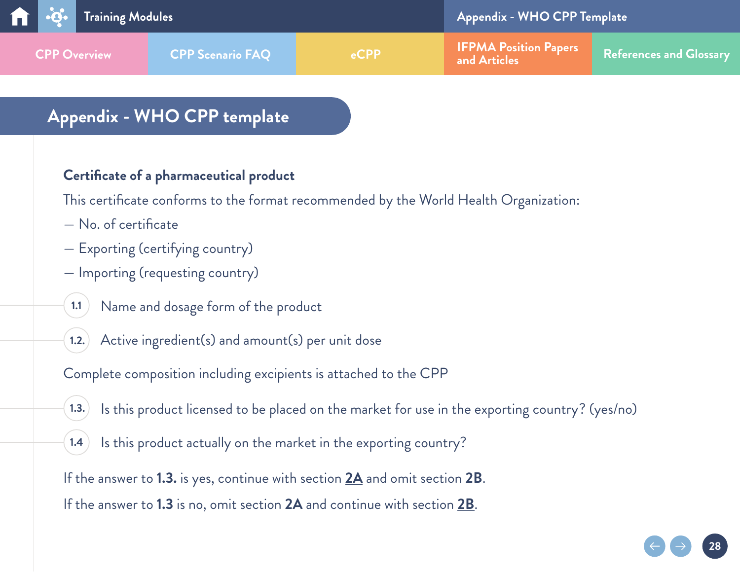# Appendix - WHO CPP template

### Certificate of a pharmaceutical product

This certificate conforms to the format recommended by the World Health Organization:

— No. of certificate

— Exporting (certifying country)

— Importing (requesting country)

1.1 Name and dosage form of the product

1.2. Active ingredient(s) and amount(s) per unit dose

Complete composition including excipients is attached to the CPP

1.3. Is this product licensed to be placed on the market for use in the exporting country? (yes/no)

1.4 Is this product actually on the market in the exporting country?

If the answer to **1.3.** is yes, continue with section **2A** and omit section **2B**.

If the answer to **1.3** is no, omit section **2A** and continue with section **2B**.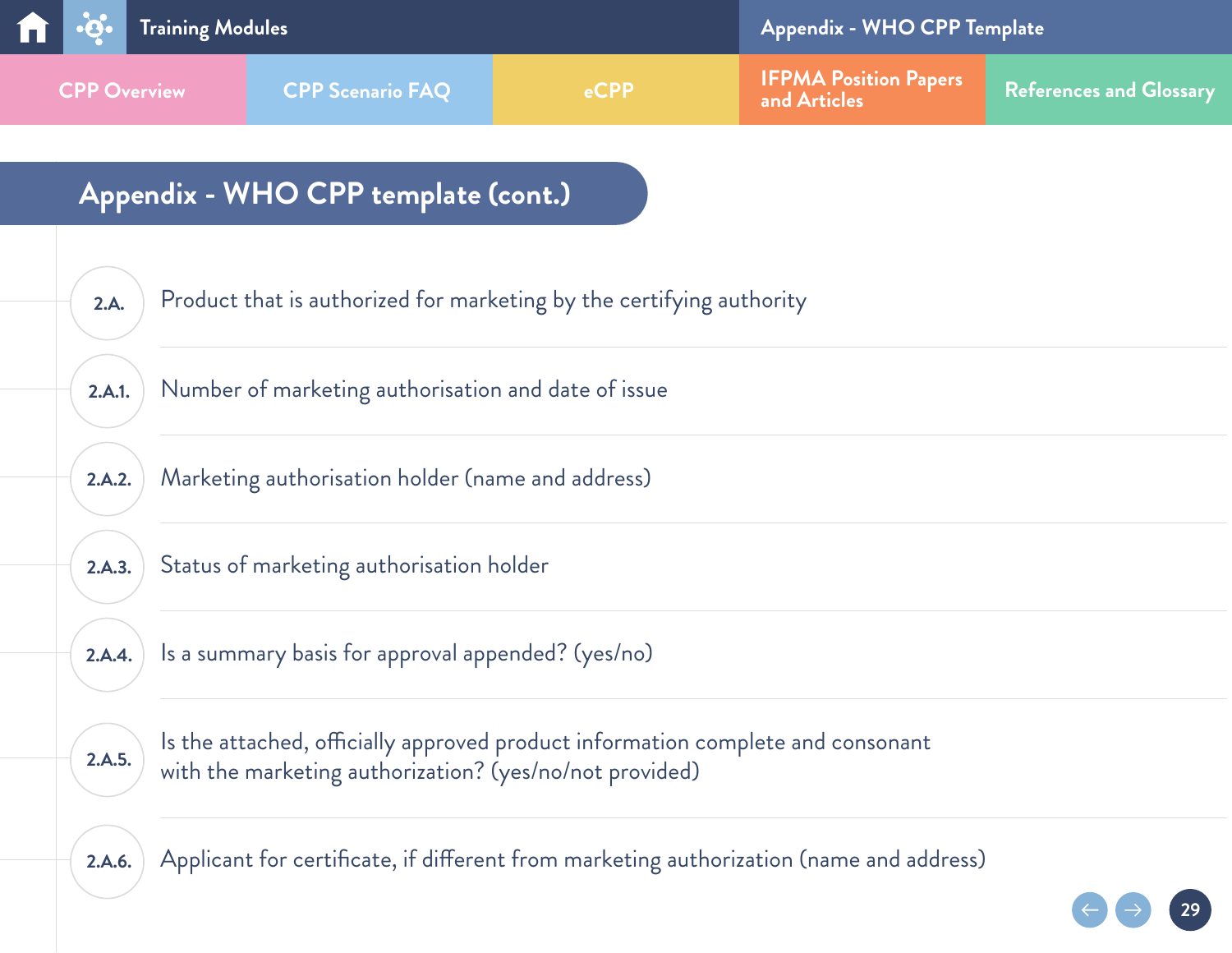# Appendix - WHO CPP template (cont.)

**2.A.** Product that is authorized for marketing by the certifying authority

**2.A.1.** Number of marketing authorisation and date of issue

**2.A.2.** Marketing authorisation holder (name and address)

**2.A.3.** Status of marketing authorisation holder

**2.A.4.** Is a summary basis for approval appended? (yes/no)

**2.A.5.** Is the attached, officially approved product information complete and consonant with the marketing authorization? (yes/no/not provided)

**2.A.6.** Applicant for certificate, if different from marketing authorization (name and address)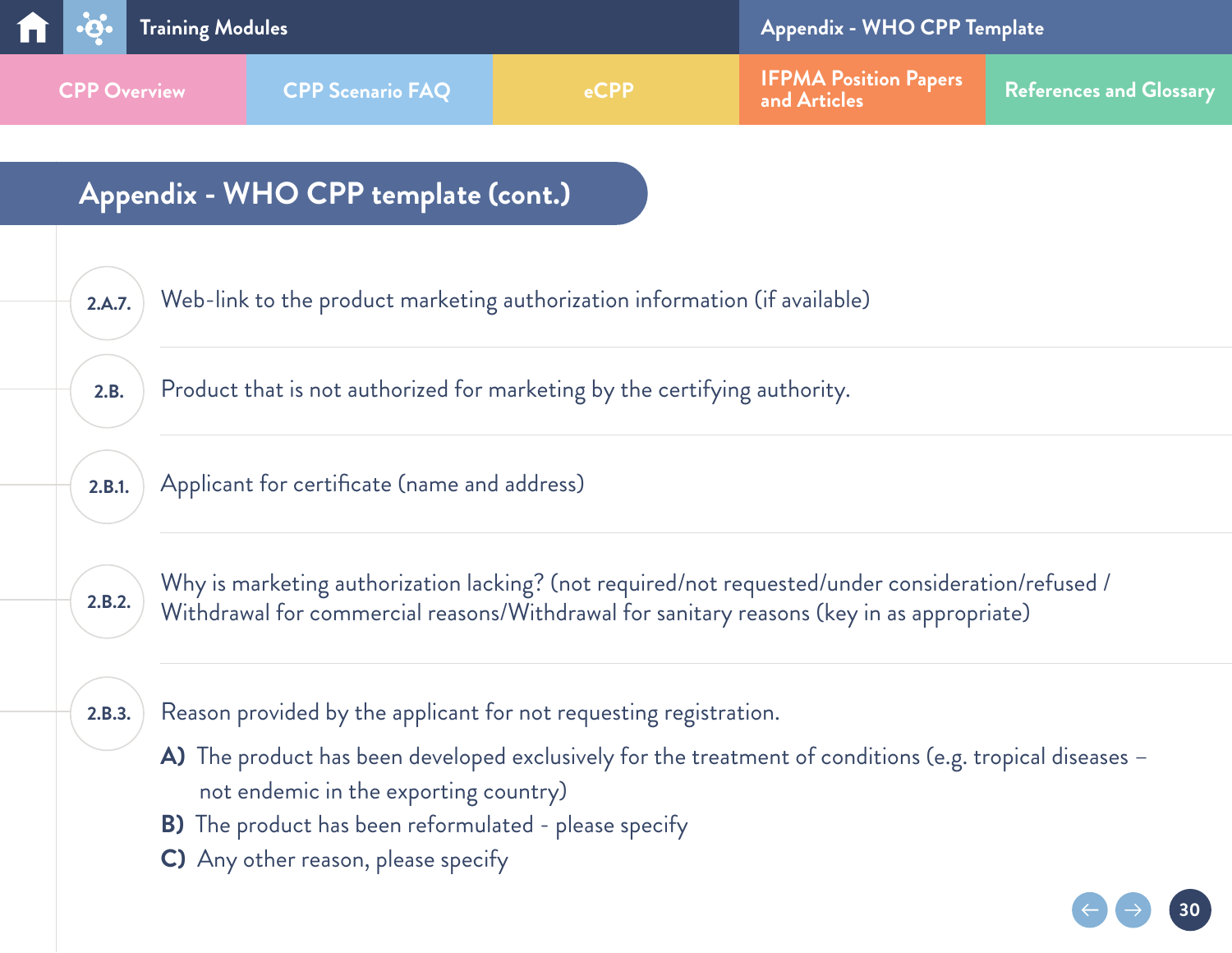# Appendix - WHO CPP template (cont.)

**2.A.7.** Web-link to the product marketing authorization information (if available)

**2.B.** Product that is not authorized for marketing by the certifying authority.

**2.B.1.** Applicant for certificate (name and address)

**2.B.2.** Why is marketing authorization lacking? (not required/not requested/under consideration/refused / Withdrawal for commercial reasons/Withdrawal for sanitary reasons (key in as appropriate)

**2.B.3.** Reason provided by the applicant for not requesting registration.

**A)** The product has been developed exclusively for the treatment of conditions (e.g. tropical diseases – not endemic in the exporting country)

**B)** The product has been reformulated - please specify

**C)** Any other reason, please specify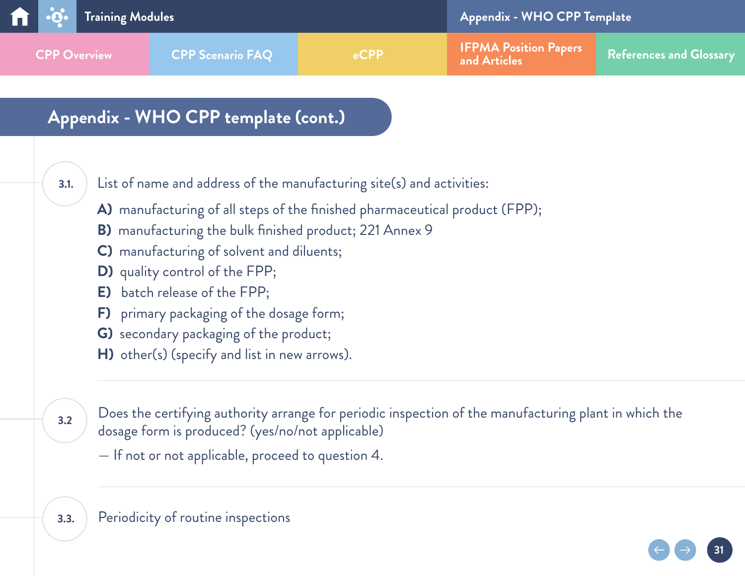## Appendix - WHO CPP template (cont.)

**3.1.** List of name and address of the manufacturing site(s) and activities:

**A)** manufacturing of all steps of the finished pharmaceutical product (FPP);
**B)** manufacturing the bulk finished product; 221 Annex 9
**C)** manufacturing of solvent and diluents;
**D)** quality control of the FPP;
**E)** batch release of the FPP;
**F)** primary packaging of the dosage form;
**G)** secondary packaging of the product;
**H)** other(s) (specify and list in new arrows).

---

**3.2** Does the certifying authority arrange for periodic inspection of the manufacturing plant in which the dosage form is produced? (yes/no/not applicable)

— If not or not applicable, proceed to question 4.

---

**3.3.** Periodicity of routine inspections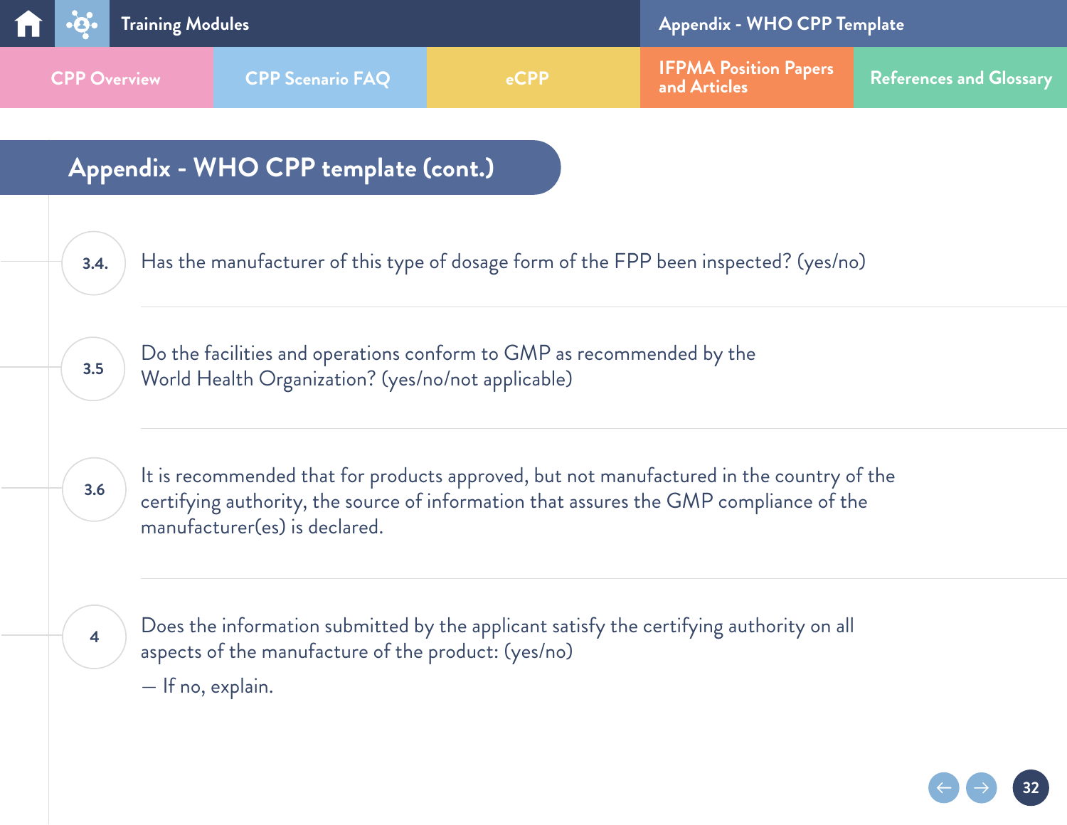# Appendix - WHO CPP template (cont.)

3.4. Has the manufacturer of this type of dosage form of the FPP been inspected? (yes/no)

3.5 Do the facilities and operations conform to GMP as recommended by the World Health Organization? (yes/no/not applicable)

3.6 It is recommended that for products approved, but not manufactured in the country of the certifying authority, the source of information that assures the GMP compliance of the manufacturer(es) is declared.

4 Does the information submitted by the applicant satisfy the certifying authority on all aspects of the manufacture of the product: (yes/no)

— If no, explain.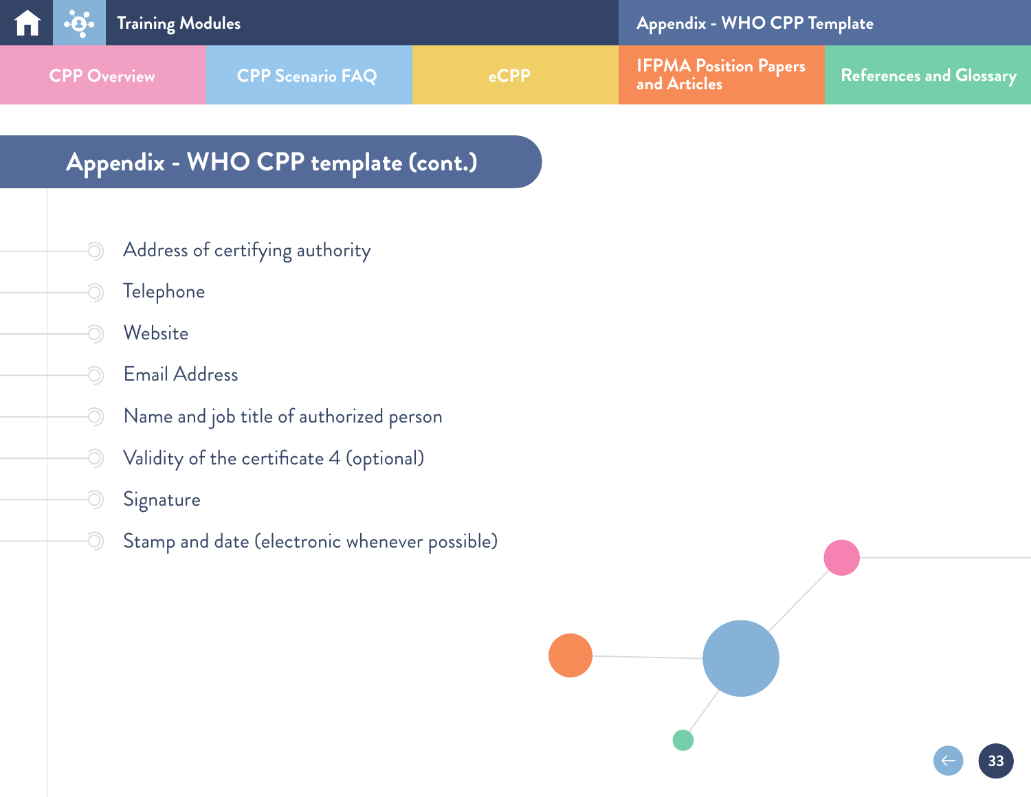# Appendix - WHO CPP template (cont.)

- Address of certifying authority
- Telephone
- Website
- Email Address
- Name and job title of authorized person
- Validity of the certificate 4 (optional)
- Signature
- Stamp and date (electronic whenever possible)